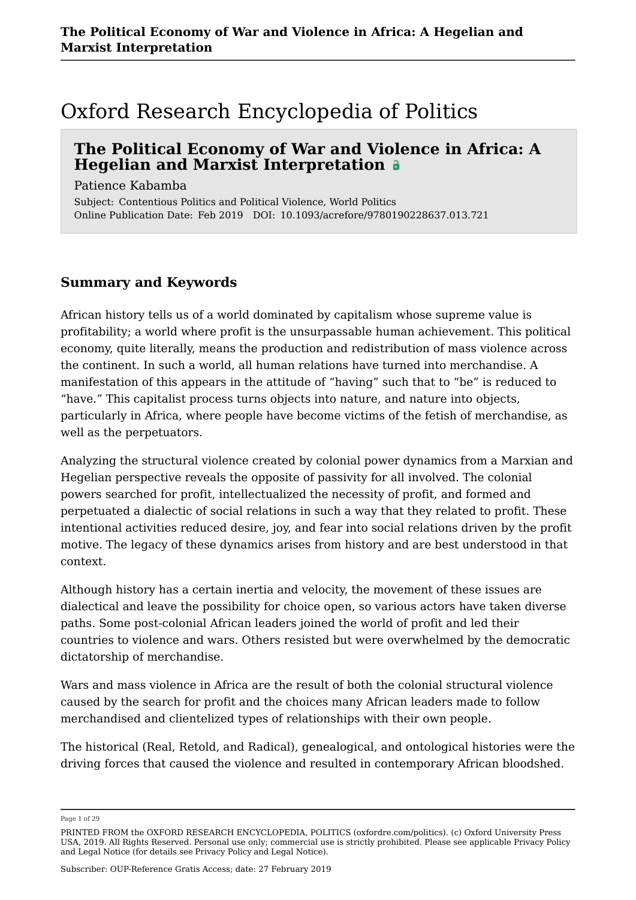# Oxford Research Encyclopedia of Politics

## The Political Economy of War and Violence in Africa: A Hegelian and Marxist Interpretation

Patience Kabamba

Subject: Contentious Politics and Political Violence, World Politics
Online Publication Date: Feb 2019 DOI: 10.1093/acrefore/9780190228637.013.721

### Summary and Keywords

African history tells us of a world dominated by capitalism whose supreme value is profitability; a world where profit is the unsurpassable human achievement. This political economy, quite literally, means the production and redistribution of mass violence across the continent. In such a world, all human relations have turned into merchandise. A manifestation of this appears in the attitude of "having" such that to "be" is reduced to "have." This capitalist process turns objects into nature, and nature into objects, particularly in Africa, where people have become victims of the fetish of merchandise, as well as the perpetuators.

Analyzing the structural violence created by colonial power dynamics from a Marxian and Hegelian perspective reveals the opposite of passivity for all involved. The colonial powers searched for profit, intellectualized the necessity of profit, and formed and perpetuated a dialectic of social relations in such a way that they related to profit. These intentional activities reduced desire, joy, and fear into social relations driven by the profit motive. The legacy of these dynamics arises from history and are best understood in that context.

Although history has a certain inertia and velocity, the movement of these issues are dialectical and leave the possibility for choice open, so various actors have taken diverse paths. Some post-colonial African leaders joined the world of profit and led their countries to violence and wars. Others resisted but were overwhelmed by the democratic dictatorship of merchandise.

Wars and mass violence in Africa are the result of both the colonial structural violence caused by the search for profit and the choices many African leaders made to follow merchandised and clientelized types of relationships with their own people.

The historical (Real, Retold, and Radical), genealogical, and ontological histories were the driving forces that caused the violence and resulted in contemporary African bloodshed.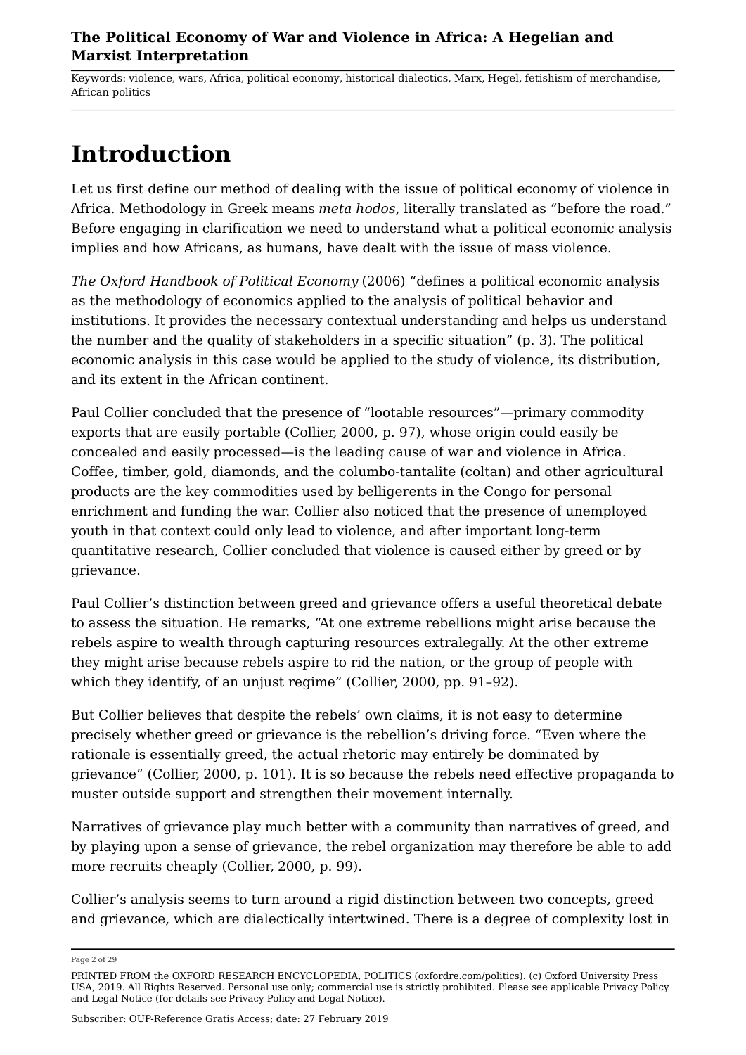Keywords: violence, wars, Africa, political economy, historical dialectics, Marx, Hegel, fetishism of merchandise, African politics

# Introduction

Let us first define our method of dealing with the issue of political economy of violence in Africa. Methodology in Greek means *meta hodos*, literally translated as "before the road." Before engaging in clarification we need to understand what a political economic analysis implies and how Africans, as humans, have dealt with the issue of mass violence.

*The Oxford Handbook of Political Economy* (2006) "defines a political economic analysis as the methodology of economics applied to the analysis of political behavior and institutions. It provides the necessary contextual understanding and helps us understand the number and the quality of stakeholders in a specific situation" (p. 3). The political economic analysis in this case would be applied to the study of violence, its distribution, and its extent in the African continent.

Paul Collier concluded that the presence of "lootable resources"—primary commodity exports that are easily portable (Collier, 2000, p. 97), whose origin could easily be concealed and easily processed—is the leading cause of war and violence in Africa. Coffee, timber, gold, diamonds, and the columbo-tantalite (coltan) and other agricultural products are the key commodities used by belligerents in the Congo for personal enrichment and funding the war. Collier also noticed that the presence of unemployed youth in that context could only lead to violence, and after important long-term quantitative research, Collier concluded that violence is caused either by greed or by grievance.

Paul Collier's distinction between greed and grievance offers a useful theoretical debate to assess the situation. He remarks, "At one extreme rebellions might arise because the rebels aspire to wealth through capturing resources extralegally. At the other extreme they might arise because rebels aspire to rid the nation, or the group of people with which they identify, of an unjust regime" (Collier, 2000, pp. 91–92).

But Collier believes that despite the rebels' own claims, it is not easy to determine precisely whether greed or grievance is the rebellion's driving force. "Even where the rationale is essentially greed, the actual rhetoric may entirely be dominated by grievance" (Collier, 2000, p. 101). It is so because the rebels need effective propaganda to muster outside support and strengthen their movement internally.

Narratives of grievance play much better with a community than narratives of greed, and by playing upon a sense of grievance, the rebel organization may therefore be able to add more recruits cheaply (Collier, 2000, p. 99).

Collier's analysis seems to turn around a rigid distinction between two concepts, greed and grievance, which are dialectically intertwined. There is a degree of complexity lost in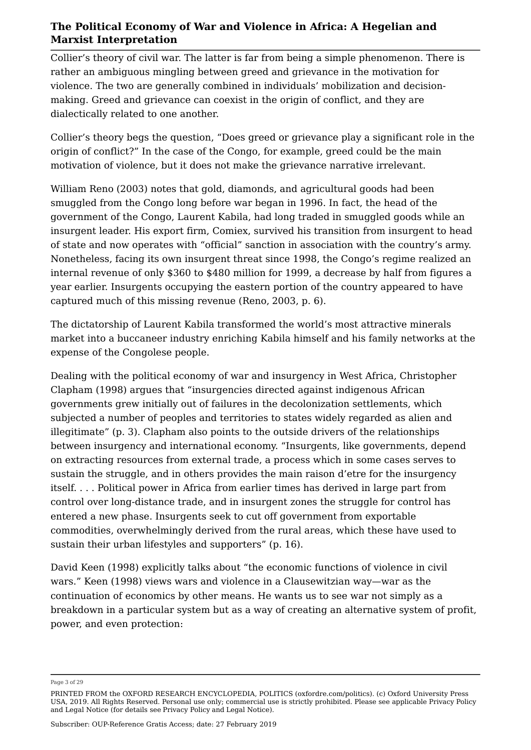Collier’s theory of civil war. The latter is far from being a simple phenomenon. There is rather an ambiguous mingling between greed and grievance in the motivation for violence. The two are generally combined in individuals’ mobilization and decision-making. Greed and grievance can coexist in the origin of conflict, and they are dialectically related to one another.

Collier’s theory begs the question, “Does greed or grievance play a significant role in the origin of conflict?” In the case of the Congo, for example, greed could be the main motivation of violence, but it does not make the grievance narrative irrelevant.

William Reno (2003) notes that gold, diamonds, and agricultural goods had been smuggled from the Congo long before war began in 1996. In fact, the head of the government of the Congo, Laurent Kabila, had long traded in smuggled goods while an insurgent leader. His export firm, Comiex, survived his transition from insurgent to head of state and now operates with “official” sanction in association with the country’s army. Nonetheless, facing its own insurgent threat since 1998, the Congo’s regime realized an internal revenue of only $360 to $480 million for 1999, a decrease by half from figures a year earlier. Insurgents occupying the eastern portion of the country appeared to have captured much of this missing revenue (Reno, 2003, p. 6).

The dictatorship of Laurent Kabila transformed the world’s most attractive minerals market into a buccaneer industry enriching Kabila himself and his family networks at the expense of the Congolese people.

Dealing with the political economy of war and insurgency in West Africa, Christopher Clapham (1998) argues that “insurgencies directed against indigenous African governments grew initially out of failures in the decolonization settlements, which subjected a number of peoples and territories to states widely regarded as alien and illegitimate” (p. 3). Clapham also points to the outside drivers of the relationships between insurgency and international economy. “Insurgents, like governments, depend on extracting resources from external trade, a process which in some cases serves to sustain the struggle, and in others provides the main raison d’etre for the insurgency itself. . . . Political power in Africa from earlier times has derived in large part from control over long-distance trade, and in insurgent zones the struggle for control has entered a new phase. Insurgents seek to cut off government from exportable commodities, overwhelmingly derived from the rural areas, which these have used to sustain their urban lifestyles and supporters” (p. 16).

David Keen (1998) explicitly talks about “the economic functions of violence in civil wars.” Keen (1998) views wars and violence in a Clausewitzian way—war as the continuation of economics by other means. He wants us to see war not simply as a breakdown in a particular system but as a way of creating an alternative system of profit, power, and even protection: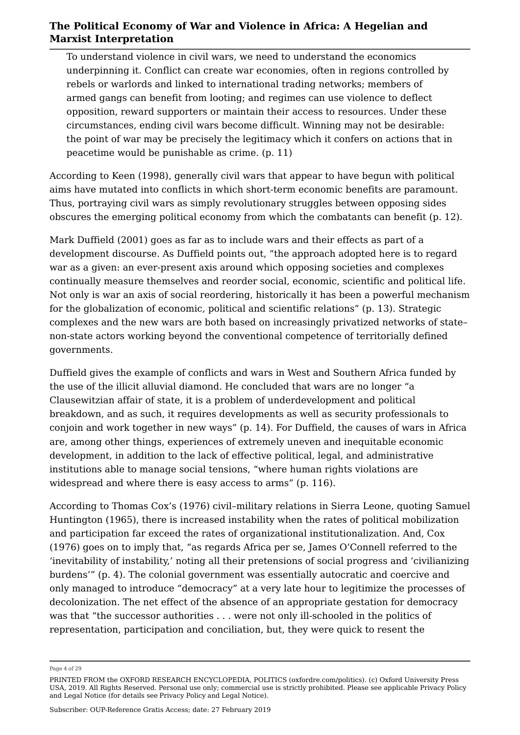> To understand violence in civil wars, we need to understand the economics underpinning it. Conflict can create war economies, often in regions controlled by rebels or warlords and linked to international trading networks; members of armed gangs can benefit from looting; and regimes can use violence to deflect opposition, reward supporters or maintain their access to resources. Under these circumstances, ending civil wars become difficult. Winning may not be desirable: the point of war may be precisely the legitimacy which it confers on actions that in peacetime would be punishable as crime. (p. 11)

According to Keen (1998), generally civil wars that appear to have begun with political aims have mutated into conflicts in which short-term economic benefits are paramount. Thus, portraying civil wars as simply revolutionary struggles between opposing sides obscures the emerging political economy from which the combatants can benefit (p. 12).

Mark Duffield (2001) goes as far as to include wars and their effects as part of a development discourse. As Duffield points out, "the approach adopted here is to regard war as a given: an ever-present axis around which opposing societies and complexes continually measure themselves and reorder social, economic, scientific and political life. Not only is war an axis of social reordering, historically it has been a powerful mechanism for the globalization of economic, political and scientific relations" (p. 13). Strategic complexes and the new wars are both based on increasingly privatized networks of state–non-state actors working beyond the conventional competence of territorially defined governments.

Duffield gives the example of conflicts and wars in West and Southern Africa funded by the use of the illicit alluvial diamond. He concluded that wars are no longer "a Clausewitzian affair of state, it is a problem of underdevelopment and political breakdown, and as such, it requires developments as well as security professionals to conjoin and work together in new ways" (p. 14). For Duffield, the causes of wars in Africa are, among other things, experiences of extremely uneven and inequitable economic development, in addition to the lack of effective political, legal, and administrative institutions able to manage social tensions, "where human rights violations are widespread and where there is easy access to arms" (p. 116).

According to Thomas Cox's (1976) civil–military relations in Sierra Leone, quoting Samuel Huntington (1965), there is increased instability when the rates of political mobilization and participation far exceed the rates of organizational institutionalization. And, Cox (1976) goes on to imply that, "as regards Africa per se, James O'Connell referred to the 'inevitability of instability,' noting all their pretensions of social progress and 'civilianizing burdens'" (p. 4). The colonial government was essentially autocratic and coercive and only managed to introduce "democracy" at a very late hour to legitimize the processes of decolonization. The net effect of the absence of an appropriate gestation for democracy was that "the successor authorities . . . were not only ill-schooled in the politics of representation, participation and conciliation, but, they were quick to resent the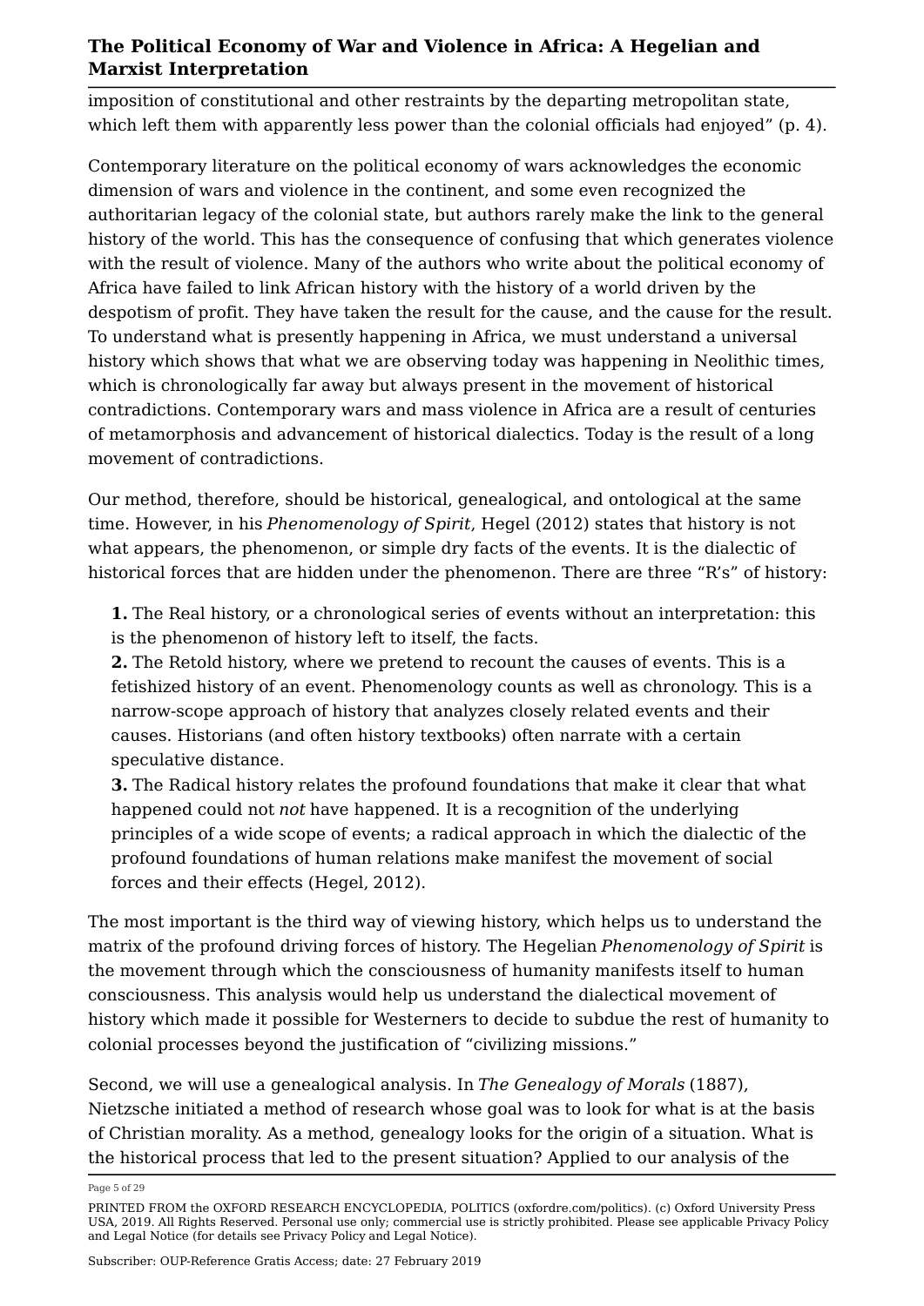imposition of constitutional and other restraints by the departing metropolitan state, which left them with apparently less power than the colonial officials had enjoyed" (p. 4).

Contemporary literature on the political economy of wars acknowledges the economic dimension of wars and violence in the continent, and some even recognized the authoritarian legacy of the colonial state, but authors rarely make the link to the general history of the world. This has the consequence of confusing that which generates violence with the result of violence. Many of the authors who write about the political economy of Africa have failed to link African history with the history of a world driven by the despotism of profit. They have taken the result for the cause, and the cause for the result. To understand what is presently happening in Africa, we must understand a universal history which shows that what we are observing today was happening in Neolithic times, which is chronologically far away but always present in the movement of historical contradictions. Contemporary wars and mass violence in Africa are a result of centuries of metamorphosis and advancement of historical dialectics. Today is the result of a long movement of contradictions.

Our method, therefore, should be historical, genealogical, and ontological at the same time. However, in his *Phenomenology of Spirit*, Hegel (2012) states that history is not what appears, the phenomenon, or simple dry facts of the events. It is the dialectic of historical forces that are hidden under the phenomenon. There are three "R's" of history:

**1.** The Real history, or a chronological series of events without an interpretation: this is the phenomenon of history left to itself, the facts.
**2.** The Retold history, where we pretend to recount the causes of events. This is a fetishized history of an event. Phenomenology counts as well as chronology. This is a narrow-scope approach of history that analyzes closely related events and their causes. Historians (and often history textbooks) often narrate with a certain speculative distance.
**3.** The Radical history relates the profound foundations that make it clear that what happened could not *not* have happened. It is a recognition of the underlying principles of a wide scope of events; a radical approach in which the dialectic of the profound foundations of human relations make manifest the movement of social forces and their effects (Hegel, 2012).

The most important is the third way of viewing history, which helps us to understand the matrix of the profound driving forces of history. The Hegelian *Phenomenology of Spirit* is the movement through which the consciousness of humanity manifests itself to human consciousness. This analysis would help us understand the dialectical movement of history which made it possible for Westerners to decide to subdue the rest of humanity to colonial processes beyond the justification of "civilizing missions."

Second, we will use a genealogical analysis. In *The Genealogy of Morals* (1887), Nietzsche initiated a method of research whose goal was to look for what is at the basis of Christian morality. As a method, genealogy looks for the origin of a situation. What is the historical process that led to the present situation? Applied to our analysis of the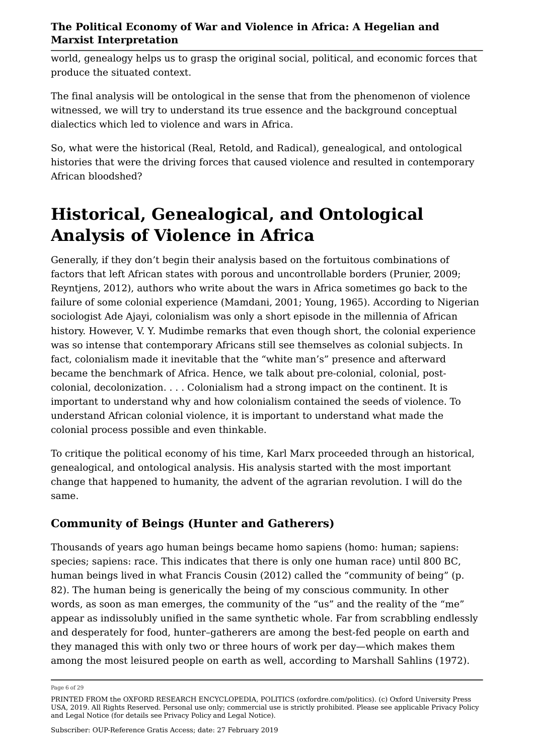world, genealogy helps us to grasp the original social, political, and economic forces that produce the situated context.

The final analysis will be ontological in the sense that from the phenomenon of violence witnessed, we will try to understand its true essence and the background conceptual dialectics which led to violence and wars in Africa.

So, what were the historical (Real, Retold, and Radical), genealogical, and ontological histories that were the driving forces that caused violence and resulted in contemporary African bloodshed?

# Historical, Genealogical, and Ontological Analysis of Violence in Africa

Generally, if they don't begin their analysis based on the fortuitous combinations of factors that left African states with porous and uncontrollable borders (Prunier, 2009; Reyntjens, 2012), authors who write about the wars in Africa sometimes go back to the failure of some colonial experience (Mamdani, 2001; Young, 1965). According to Nigerian sociologist Ade Ajayi, colonialism was only a short episode in the millennia of African history. However, V. Y. Mudimbe remarks that even though short, the colonial experience was so intense that contemporary Africans still see themselves as colonial subjects. In fact, colonialism made it inevitable that the "white man's" presence and afterward became the benchmark of Africa. Hence, we talk about pre-colonial, colonial, post-colonial, decolonization. . . . Colonialism had a strong impact on the continent. It is important to understand why and how colonialism contained the seeds of violence. To understand African colonial violence, it is important to understand what made the colonial process possible and even thinkable.

To critique the political economy of his time, Karl Marx proceeded through an historical, genealogical, and ontological analysis. His analysis started with the most important change that happened to humanity, the advent of the agrarian revolution. I will do the same.

## Community of Beings (Hunter and Gatherers)

Thousands of years ago human beings became homo sapiens (homo: human; sapiens: species; sapiens: race. This indicates that there is only one human race) until 800 BC, human beings lived in what Francis Cousin (2012) called the "community of being" (p. 82). The human being is generically the being of my conscious community. In other words, as soon as man emerges, the community of the "us" and the reality of the "me" appear as indissolubly unified in the same synthetic whole. Far from scrabbling endlessly and desperately for food, hunter–gatherers are among the best-fed people on earth and they managed this with only two or three hours of work per day—which makes them among the most leisured people on earth as well, according to Marshall Sahlins (1972).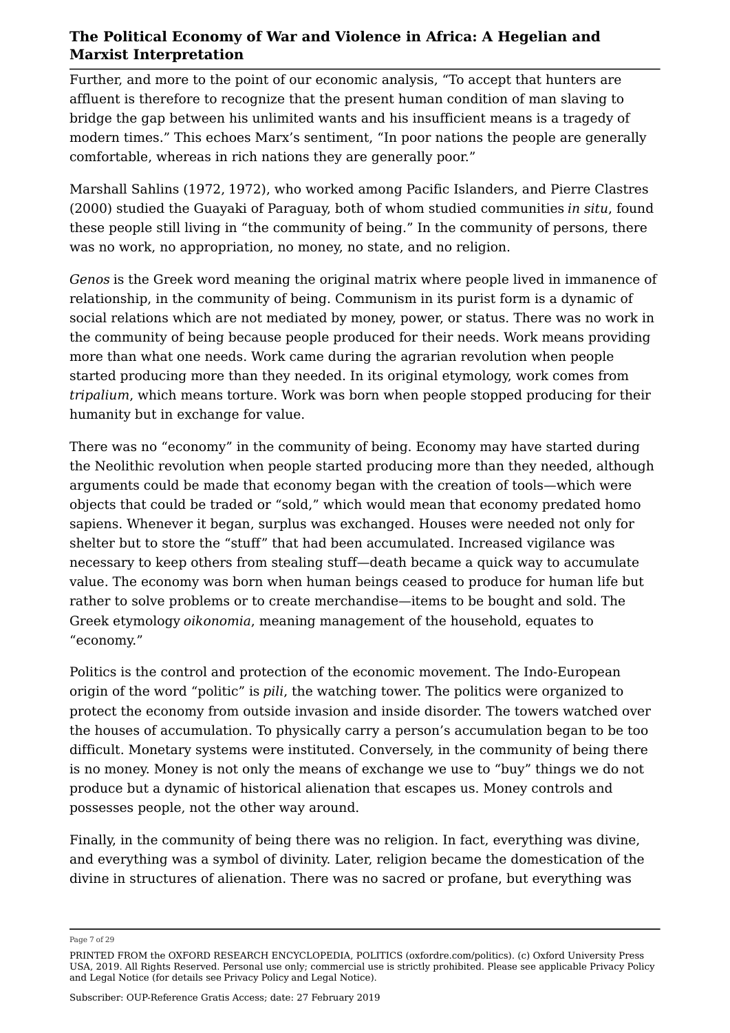Further, and more to the point of our economic analysis, “To accept that hunters are affluent is therefore to recognize that the present human condition of man slaving to bridge the gap between his unlimited wants and his insufficient means is a tragedy of modern times.” This echoes Marx’s sentiment, “In poor nations the people are generally comfortable, whereas in rich nations they are generally poor.”

Marshall Sahlins (1972, 1972), who worked among Pacific Islanders, and Pierre Clastres (2000) studied the Guayaki of Paraguay, both of whom studied communities *in situ*, found these people still living in “the community of being.” In the community of persons, there was no work, no appropriation, no money, no state, and no religion.

*Genos* is the Greek word meaning the original matrix where people lived in immanence of relationship, in the community of being. Communism in its purist form is a dynamic of social relations which are not mediated by money, power, or status. There was no work in the community of being because people produced for their needs. Work means providing more than what one needs. Work came during the agrarian revolution when people started producing more than they needed. In its original etymology, work comes from *tripalium*, which means torture. Work was born when people stopped producing for their humanity but in exchange for value.

There was no “economy” in the community of being. Economy may have started during the Neolithic revolution when people started producing more than they needed, although arguments could be made that economy began with the creation of tools—which were objects that could be traded or “sold,” which would mean that economy predated homo sapiens. Whenever it began, surplus was exchanged. Houses were needed not only for shelter but to store the “stuff” that had been accumulated. Increased vigilance was necessary to keep others from stealing stuff—death became a quick way to accumulate value. The economy was born when human beings ceased to produce for human life but rather to solve problems or to create merchandise—items to be bought and sold. The Greek etymology *oikonomia*, meaning management of the household, equates to “economy.”

Politics is the control and protection of the economic movement. The Indo-European origin of the word “politic” is *pili*, the watching tower. The politics were organized to protect the economy from outside invasion and inside disorder. The towers watched over the houses of accumulation. To physically carry a person’s accumulation began to be too difficult. Monetary systems were instituted. Conversely, in the community of being there is no money. Money is not only the means of exchange we use to “buy” things we do not produce but a dynamic of historical alienation that escapes us. Money controls and possesses people, not the other way around.

Finally, in the community of being there was no religion. In fact, everything was divine, and everything was a symbol of divinity. Later, religion became the domestication of the divine in structures of alienation. There was no sacred or profane, but everything was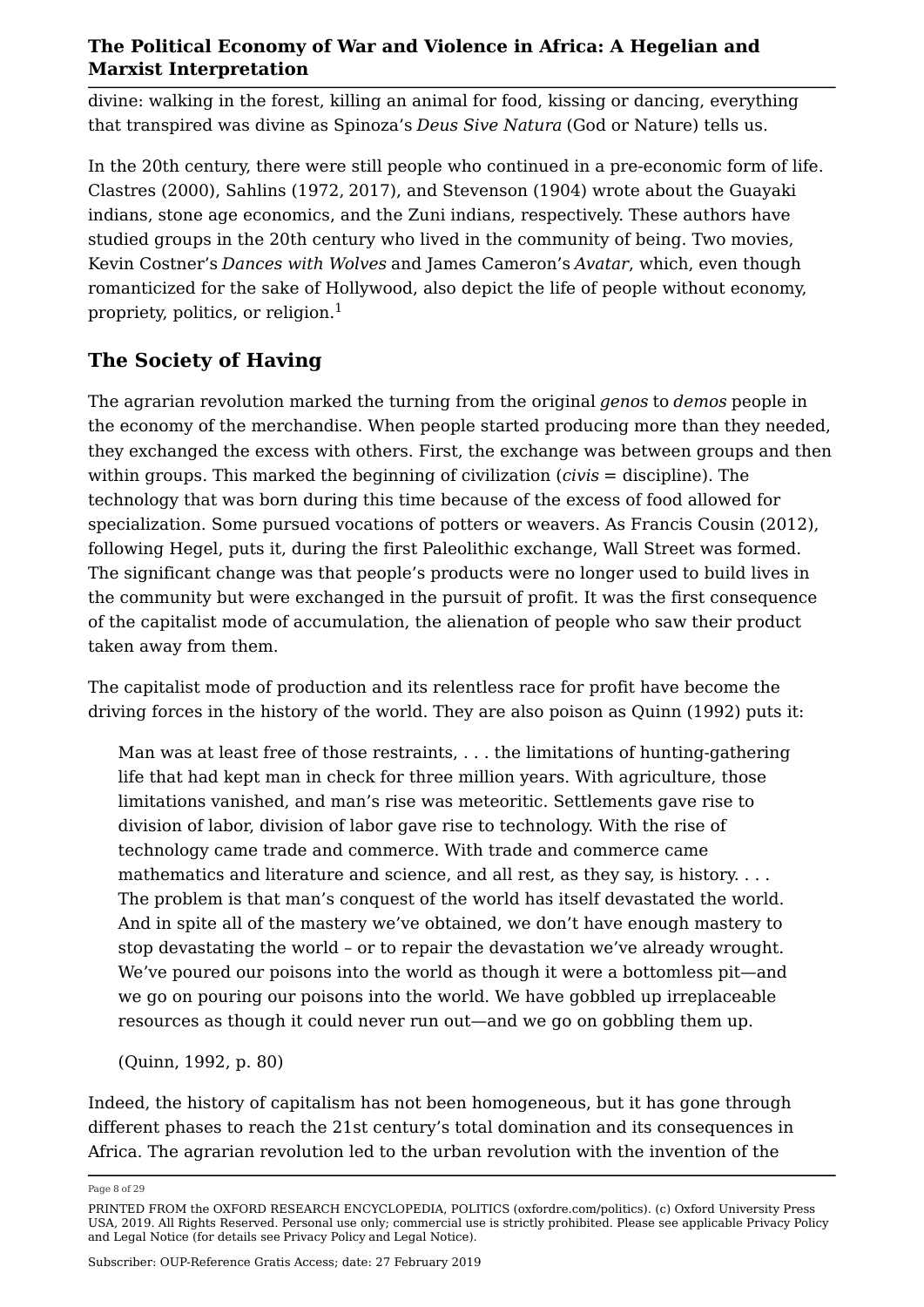divine: walking in the forest, killing an animal for food, kissing or dancing, everything that transpired was divine as Spinoza's *Deus Sive Natura* (God or Nature) tells us.

In the 20th century, there were still people who continued in a pre-economic form of life. Clastres (2000), Sahlins (1972, 2017), and Stevenson (1904) wrote about the Guayaki indians, stone age economics, and the Zuni indians, respectively. These authors have studied groups in the 20th century who lived in the community of being. Two movies, Kevin Costner's *Dances with Wolves* and James Cameron's *Avatar*, which, even though romanticized for the sake of Hollywood, also depict the life of people without economy, propriety, politics, or religion.[1]

## The Society of Having

The agrarian revolution marked the turning from the original *genos* to *demos* people in the economy of the merchandise. When people started producing more than they needed, they exchanged the excess with others. First, the exchange was between groups and then within groups. This marked the beginning of civilization (*civis* = discipline). The technology that was born during this time because of the excess of food allowed for specialization. Some pursued vocations of potters or weavers. As Francis Cousin (2012), following Hegel, puts it, during the first Paleolithic exchange, Wall Street was formed. The significant change was that people's products were no longer used to build lives in the community but were exchanged in the pursuit of profit. It was the first consequence of the capitalist mode of accumulation, the alienation of people who saw their product taken away from them.

The capitalist mode of production and its relentless race for profit have become the driving forces in the history of the world. They are also poison as Quinn (1992) puts it:

> Man was at least free of those restraints, . . . the limitations of hunting-gathering life that had kept man in check for three million years. With agriculture, those limitations vanished, and man's rise was meteoritic. Settlements gave rise to division of labor, division of labor gave rise to technology. With the rise of technology came trade and commerce. With trade and commerce came mathematics and literature and science, and all rest, as they say, is history. . . . The problem is that man's conquest of the world has itself devastated the world. And in spite all of the mastery we've obtained, we don't have enough mastery to stop devastating the world – or to repair the devastation we've already wrought. We've poured our poisons into the world as though it were a bottomless pit—and we go on pouring our poisons into the world. We have gobbled up irreplaceable resources as though it could never run out—and we go on gobbling them up.
>
> (Quinn, 1992, p. 80)

Indeed, the history of capitalism has not been homogeneous, but it has gone through different phases to reach the 21st century's total domination and its consequences in Africa. The agrarian revolution led to the urban revolution with the invention of the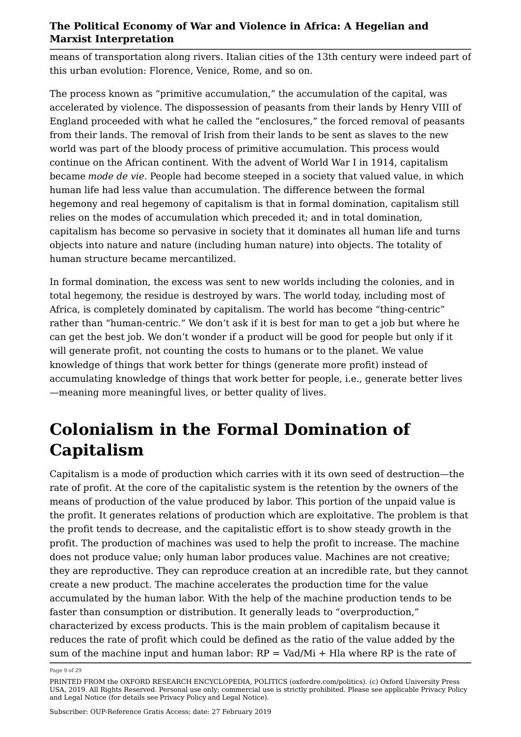means of transportation along rivers. Italian cities of the 13th century were indeed part of this urban evolution: Florence, Venice, Rome, and so on.

The process known as “primitive accumulation,” the accumulation of the capital, was accelerated by violence. The dispossession of peasants from their lands by Henry VIII of England proceeded with what he called the “enclosures,” the forced removal of peasants from their lands. The removal of Irish from their lands to be sent as slaves to the new world was part of the bloody process of primitive accumulation. This process would continue on the African continent. With the advent of World War I in 1914, capitalism became *mode de vie*. People had become steeped in a society that valued value, in which human life had less value than accumulation. The difference between the formal hegemony and real hegemony of capitalism is that in formal domination, capitalism still relies on the modes of accumulation which preceded it; and in total domination, capitalism has become so pervasive in society that it dominates all human life and turns objects into nature and nature (including human nature) into objects. The totality of human structure became mercantilized.

In formal domination, the excess was sent to new worlds including the colonies, and in total hegemony, the residue is destroyed by wars. The world today, including most of Africa, is completely dominated by capitalism. The world has become “thing-centric” rather than “human-centric.” We don’t ask if it is best for man to get a job but where he can get the best job. We don’t wonder if a product will be good for people but only if it will generate profit, not counting the costs to humans or to the planet. We value knowledge of things that work better for things (generate more profit) instead of accumulating knowledge of things that work better for people, i.e., generate better lives —meaning more meaningful lives, or better quality of lives.

# Colonialism in the Formal Domination of Capitalism

Capitalism is a mode of production which carries with it its own seed of destruction—the rate of profit. At the core of the capitalistic system is the retention by the owners of the means of production of the value produced by labor. This portion of the unpaid value is the profit. It generates relations of production which are exploitative. The problem is that the profit tends to decrease, and the capitalistic effort is to show steady growth in the profit. The production of machines was used to help the profit to increase. The machine does not produce value; only human labor produces value. Machines are not creative; they are reproductive. They can reproduce creation at an incredible rate, but they cannot create a new product. The machine accelerates the production time for the value accumulated by the human labor. With the help of the machine production tends to be faster than consumption or distribution. It generally leads to “overproduction,” characterized by excess products. This is the main problem of capitalism because it reduces the rate of profit which could be defined as the ratio of the value added by the sum of the machine input and human labor: $RP = Vad/Mi + Hla$ where RP is the rate of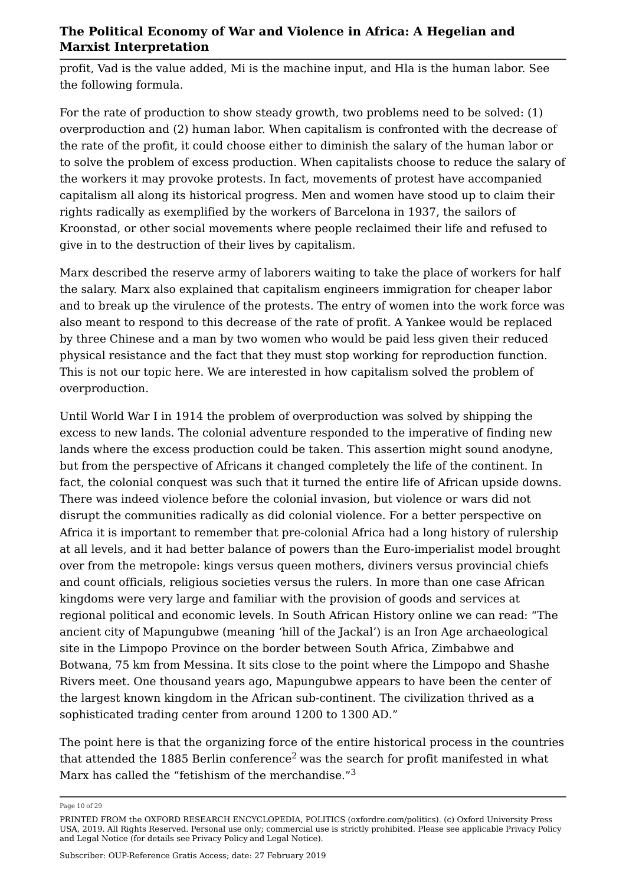profit, Vad is the value added, Mi is the machine input, and Hla is the human labor. See the following formula.

For the rate of production to show steady growth, two problems need to be solved: (1) overproduction and (2) human labor. When capitalism is confronted with the decrease of the rate of the profit, it could choose either to diminish the salary of the human labor or to solve the problem of excess production. When capitalists choose to reduce the salary of the workers it may provoke protests. In fact, movements of protest have accompanied capitalism all along its historical progress. Men and women have stood up to claim their rights radically as exemplified by the workers of Barcelona in 1937, the sailors of Kroonstad, or other social movements where people reclaimed their life and refused to give in to the destruction of their lives by capitalism.

Marx described the reserve army of laborers waiting to take the place of workers for half the salary. Marx also explained that capitalism engineers immigration for cheaper labor and to break up the virulence of the protests. The entry of women into the work force was also meant to respond to this decrease of the rate of profit. A Yankee would be replaced by three Chinese and a man by two women who would be paid less given their reduced physical resistance and the fact that they must stop working for reproduction function. This is not our topic here. We are interested in how capitalism solved the problem of overproduction.

Until World War I in 1914 the problem of overproduction was solved by shipping the excess to new lands. The colonial adventure responded to the imperative of finding new lands where the excess production could be taken. This assertion might sound anodyne, but from the perspective of Africans it changed completely the life of the continent. In fact, the colonial conquest was such that it turned the entire life of African upside downs. There was indeed violence before the colonial invasion, but violence or wars did not disrupt the communities radically as did colonial violence. For a better perspective on Africa it is important to remember that pre-colonial Africa had a long history of rulership at all levels, and it had better balance of powers than the Euro-imperialist model brought over from the metropole: kings versus queen mothers, diviners versus provincial chiefs and count officials, religious societies versus the rulers. In more than one case African kingdoms were very large and familiar with the provision of goods and services at regional political and economic levels. In South African History online we can read: "The ancient city of Mapungubwe (meaning 'hill of the Jackal') is an Iron Age archaeological site in the Limpopo Province on the border between South Africa, Zimbabwe and Botwana, 75 km from Messina. It sits close to the point where the Limpopo and Shashe Rivers meet. One thousand years ago, Mapungubwe appears to have been the center of the largest known kingdom in the African sub-continent. The civilization thrived as a sophisticated trading center from around 1200 to 1300 AD."

The point here is that the organizing force of the entire historical process in the countries that attended the 1885 Berlin conference[2] was the search for profit manifested in what Marx has called the "fetishism of the merchandise."[3]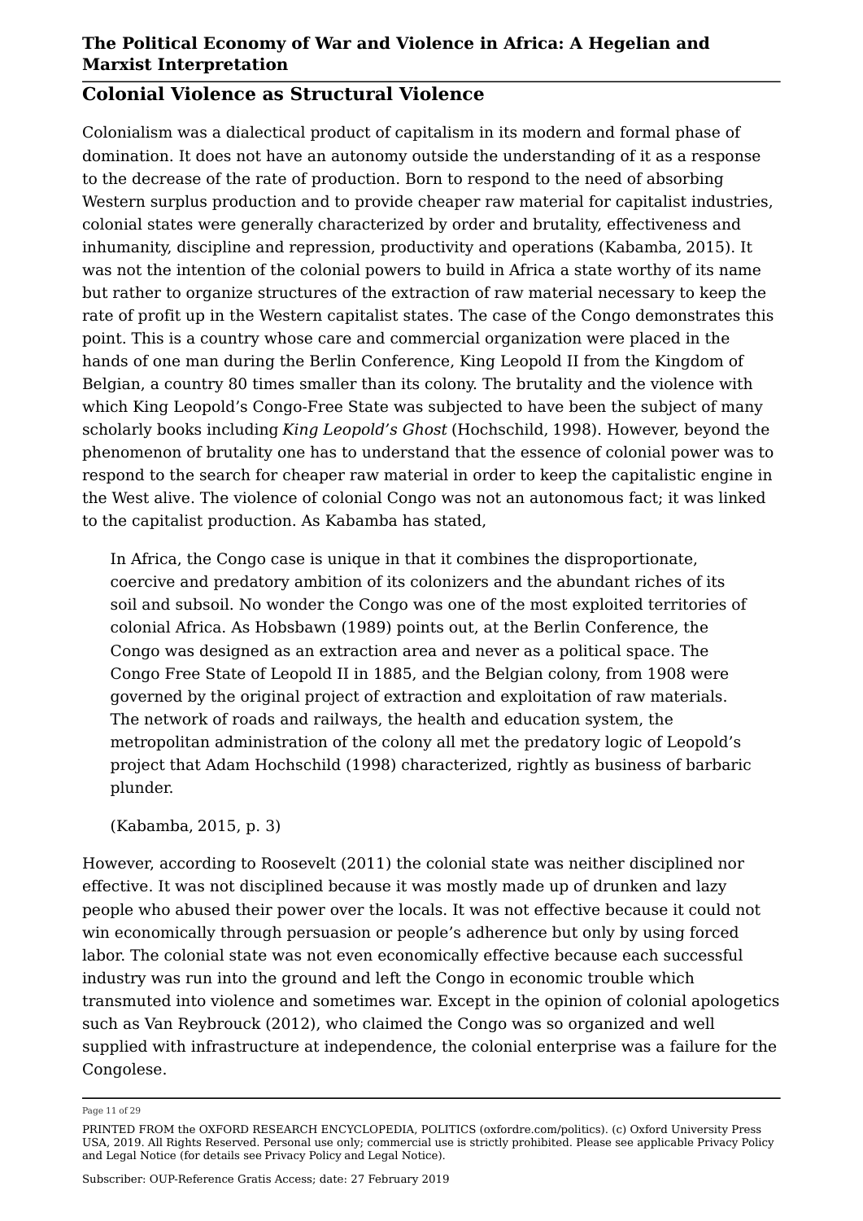## Colonial Violence as Structural Violence

Colonialism was a dialectical product of capitalism in its modern and formal phase of domination. It does not have an autonomy outside the understanding of it as a response to the decrease of the rate of production. Born to respond to the need of absorbing Western surplus production and to provide cheaper raw material for capitalist industries, colonial states were generally characterized by order and brutality, effectiveness and inhumanity, discipline and repression, productivity and operations (Kabamba, 2015). It was not the intention of the colonial powers to build in Africa a state worthy of its name but rather to organize structures of the extraction of raw material necessary to keep the rate of profit up in the Western capitalist states. The case of the Congo demonstrates this point. This is a country whose care and commercial organization were placed in the hands of one man during the Berlin Conference, King Leopold II from the Kingdom of Belgian, a country 80 times smaller than its colony. The brutality and the violence with which King Leopold's Congo-Free State was subjected to have been the subject of many scholarly books including *King Leopold's Ghost* (Hochschild, 1998). However, beyond the phenomenon of brutality one has to understand that the essence of colonial power was to respond to the search for cheaper raw material in order to keep the capitalistic engine in the West alive. The violence of colonial Congo was not an autonomous fact; it was linked to the capitalist production. As Kabamba has stated,

> In Africa, the Congo case is unique in that it combines the disproportionate, coercive and predatory ambition of its colonizers and the abundant riches of its soil and subsoil. No wonder the Congo was one of the most exploited territories of colonial Africa. As Hobsbawn (1989) points out, at the Berlin Conference, the Congo was designed as an extraction area and never as a political space. The Congo Free State of Leopold II in 1885, and the Belgian colony, from 1908 were governed by the original project of extraction and exploitation of raw materials. The network of roads and railways, the health and education system, the metropolitan administration of the colony all met the predatory logic of Leopold's project that Adam Hochschild (1998) characterized, rightly as business of barbaric plunder.
>
> (Kabamba, 2015, p. 3)

However, according to Roosevelt (2011) the colonial state was neither disciplined nor effective. It was not disciplined because it was mostly made up of drunken and lazy people who abused their power over the locals. It was not effective because it could not win economically through persuasion or people's adherence but only by using forced labor. The colonial state was not even economically effective because each successful industry was run into the ground and left the Congo in economic trouble which transmuted into violence and sometimes war. Except in the opinion of colonial apologetics such as Van Reybrouck (2012), who claimed the Congo was so organized and well supplied with infrastructure at independence, the colonial enterprise was a failure for the Congolese.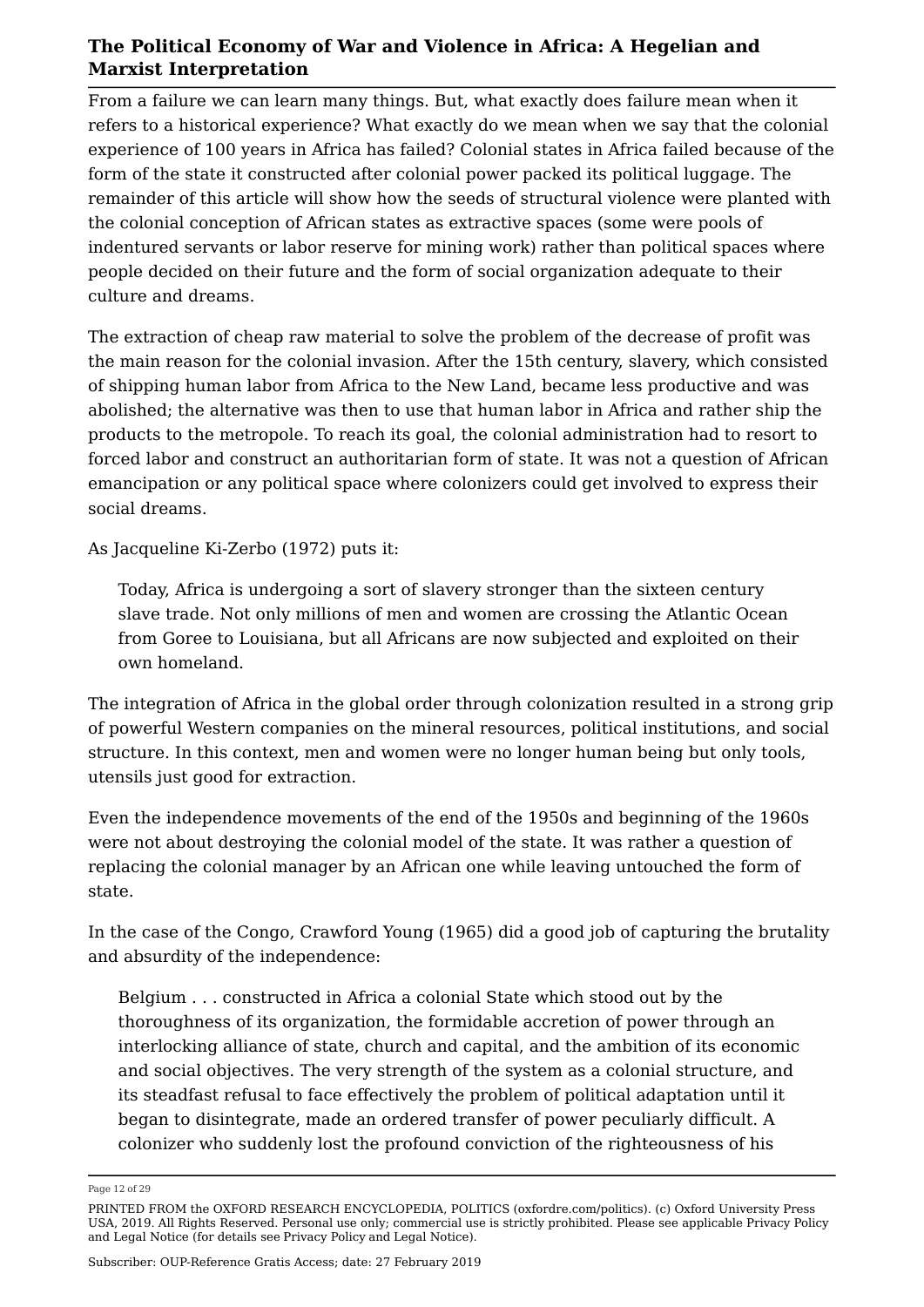From a failure we can learn many things. But, what exactly does failure mean when it refers to a historical experience? What exactly do we mean when we say that the colonial experience of 100 years in Africa has failed? Colonial states in Africa failed because of the form of the state it constructed after colonial power packed its political luggage. The remainder of this article will show how the seeds of structural violence were planted with the colonial conception of African states as extractive spaces (some were pools of indentured servants or labor reserve for mining work) rather than political spaces where people decided on their future and the form of social organization adequate to their culture and dreams.

The extraction of cheap raw material to solve the problem of the decrease of profit was the main reason for the colonial invasion. After the 15th century, slavery, which consisted of shipping human labor from Africa to the New Land, became less productive and was abolished; the alternative was then to use that human labor in Africa and rather ship the products to the metropole. To reach its goal, the colonial administration had to resort to forced labor and construct an authoritarian form of state. It was not a question of African emancipation or any political space where colonizers could get involved to express their social dreams.

As Jacqueline Ki-Zerbo (1972) puts it:

> Today, Africa is undergoing a sort of slavery stronger than the sixteen century slave trade. Not only millions of men and women are crossing the Atlantic Ocean from Goree to Louisiana, but all Africans are now subjected and exploited on their own homeland.

The integration of Africa in the global order through colonization resulted in a strong grip of powerful Western companies on the mineral resources, political institutions, and social structure. In this context, men and women were no longer human being but only tools, utensils just good for extraction.

Even the independence movements of the end of the 1950s and beginning of the 1960s were not about destroying the colonial model of the state. It was rather a question of replacing the colonial manager by an African one while leaving untouched the form of state.

In the case of the Congo, Crawford Young (1965) did a good job of capturing the brutality and absurdity of the independence:

> Belgium . . . constructed in Africa a colonial State which stood out by the thoroughness of its organization, the formidable accretion of power through an interlocking alliance of state, church and capital, and the ambition of its economic and social objectives. The very strength of the system as a colonial structure, and its steadfast refusal to face effectively the problem of political adaptation until it began to disintegrate, made an ordered transfer of power peculiarly difficult. A colonizer who suddenly lost the profound conviction of the righteousness of his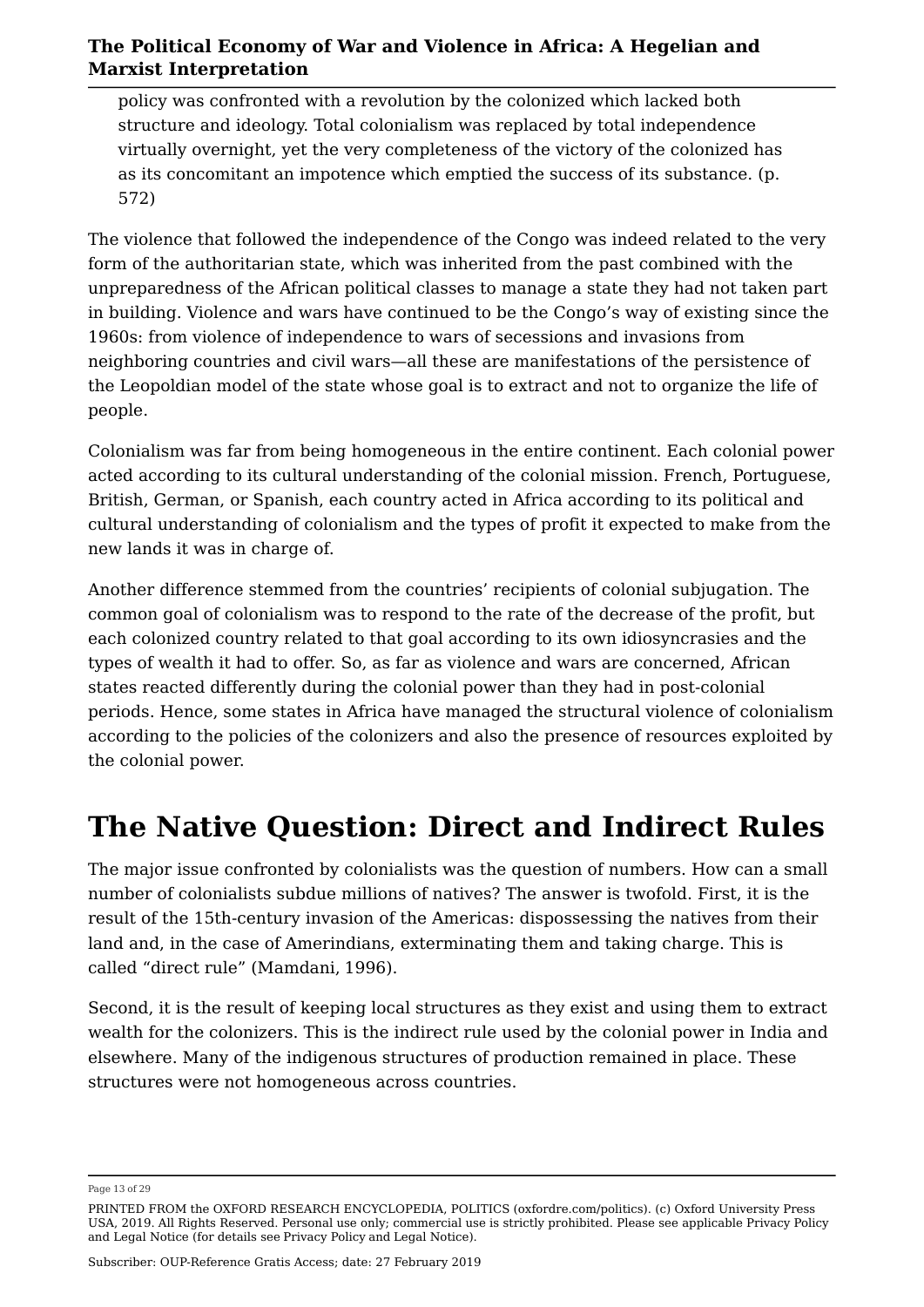> policy was confronted with a revolution by the colonized which lacked both structure and ideology. Total colonialism was replaced by total independence virtually overnight, yet the very completeness of the victory of the colonized has as its concomitant an impotence which emptied the success of its substance. (p. 572)

The violence that followed the independence of the Congo was indeed related to the very form of the authoritarian state, which was inherited from the past combined with the unpreparedness of the African political classes to manage a state they had not taken part in building. Violence and wars have continued to be the Congo's way of existing since the 1960s: from violence of independence to wars of secessions and invasions from neighboring countries and civil wars—all these are manifestations of the persistence of the Leopoldian model of the state whose goal is to extract and not to organize the life of people.

Colonialism was far from being homogeneous in the entire continent. Each colonial power acted according to its cultural understanding of the colonial mission. French, Portuguese, British, German, or Spanish, each country acted in Africa according to its political and cultural understanding of colonialism and the types of profit it expected to make from the new lands it was in charge of.

Another difference stemmed from the countries' recipients of colonial subjugation. The common goal of colonialism was to respond to the rate of the decrease of the profit, but each colonized country related to that goal according to its own idiosyncrasies and the types of wealth it had to offer. So, as far as violence and wars are concerned, African states reacted differently during the colonial power than they had in post-colonial periods. Hence, some states in Africa have managed the structural violence of colonialism according to the policies of the colonizers and also the presence of resources exploited by the colonial power.

# The Native Question: Direct and Indirect Rules

The major issue confronted by colonialists was the question of numbers. How can a small number of colonialists subdue millions of natives? The answer is twofold. First, it is the result of the 15th-century invasion of the Americas: dispossessing the natives from their land and, in the case of Amerindians, exterminating them and taking charge. This is called "direct rule" (Mamdani, 1996).

Second, it is the result of keeping local structures as they exist and using them to extract wealth for the colonizers. This is the indirect rule used by the colonial power in India and elsewhere. Many of the indigenous structures of production remained in place. These structures were not homogeneous across countries.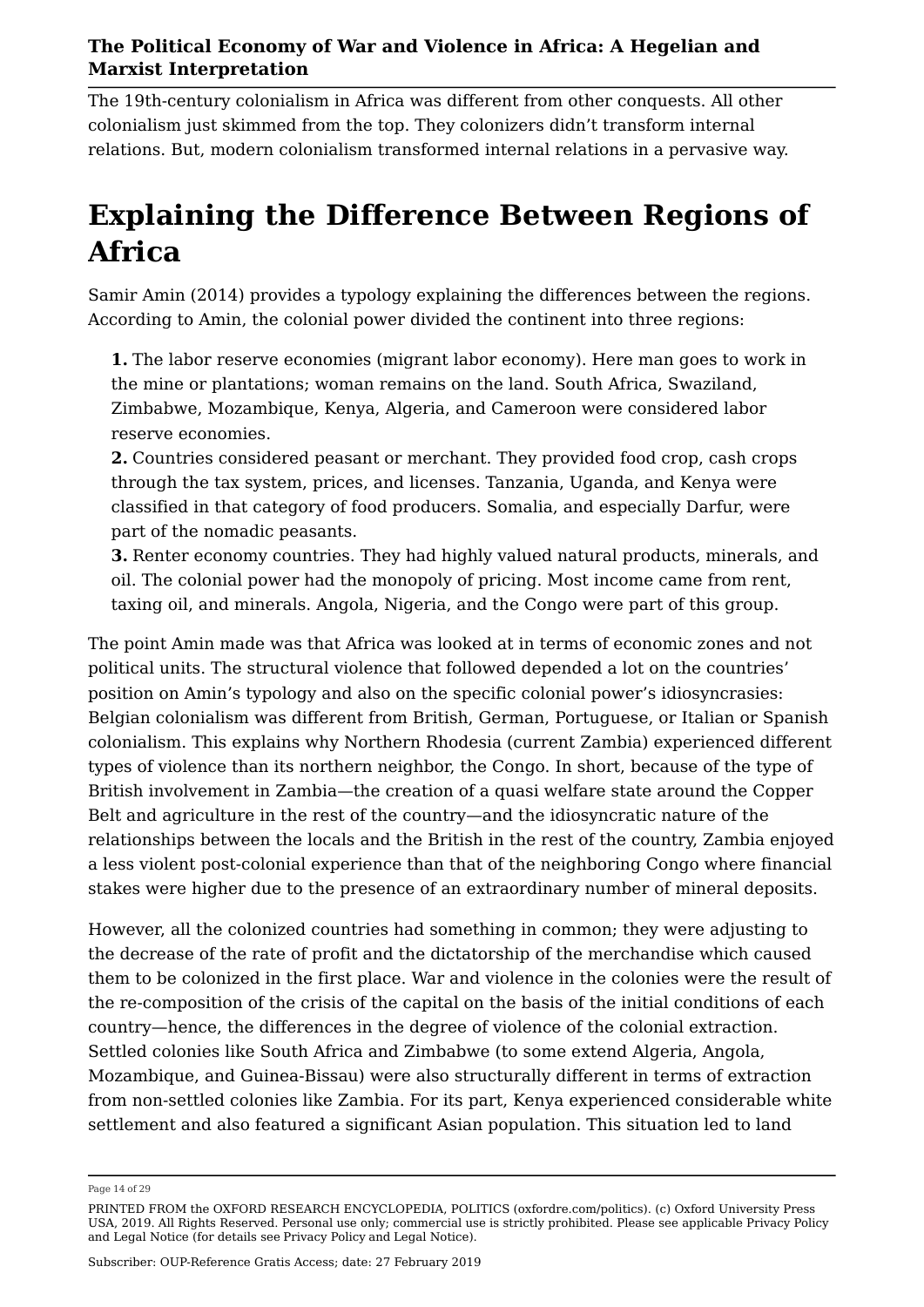The 19th-century colonialism in Africa was different from other conquests. All other colonialism just skimmed from the top. They colonizers didn't transform internal relations. But, modern colonialism transformed internal relations in a pervasive way.

# Explaining the Difference Between Regions of Africa

Samir Amin (2014) provides a typology explaining the differences between the regions. According to Amin, the colonial power divided the continent into three regions:

> **1.** The labor reserve economies (migrant labor economy). Here man goes to work in the mine or plantations; woman remains on the land. South Africa, Swaziland, Zimbabwe, Mozambique, Kenya, Algeria, and Cameroon were considered labor reserve economies.
> **2.** Countries considered peasant or merchant. They provided food crop, cash crops through the tax system, prices, and licenses. Tanzania, Uganda, and Kenya were classified in that category of food producers. Somalia, and especially Darfur, were part of the nomadic peasants.
> **3.** Renter economy countries. They had highly valued natural products, minerals, and oil. The colonial power had the monopoly of pricing. Most income came from rent, taxing oil, and minerals. Angola, Nigeria, and the Congo were part of this group.

The point Amin made was that Africa was looked at in terms of economic zones and not political units. The structural violence that followed depended a lot on the countries' position on Amin's typology and also on the specific colonial power's idiosyncrasies: Belgian colonialism was different from British, German, Portuguese, or Italian or Spanish colonialism. This explains why Northern Rhodesia (current Zambia) experienced different types of violence than its northern neighbor, the Congo. In short, because of the type of British involvement in Zambia—the creation of a quasi welfare state around the Copper Belt and agriculture in the rest of the country—and the idiosyncratic nature of the relationships between the locals and the British in the rest of the country, Zambia enjoyed a less violent post-colonial experience than that of the neighboring Congo where financial stakes were higher due to the presence of an extraordinary number of mineral deposits.

However, all the colonized countries had something in common; they were adjusting to the decrease of the rate of profit and the dictatorship of the merchandise which caused them to be colonized in the first place. War and violence in the colonies were the result of the re-composition of the crisis of the capital on the basis of the initial conditions of each country—hence, the differences in the degree of violence of the colonial extraction. Settled colonies like South Africa and Zimbabwe (to some extend Algeria, Angola, Mozambique, and Guinea-Bissau) were also structurally different in terms of extraction from non-settled colonies like Zambia. For its part, Kenya experienced considerable white settlement and also featured a significant Asian population. This situation led to land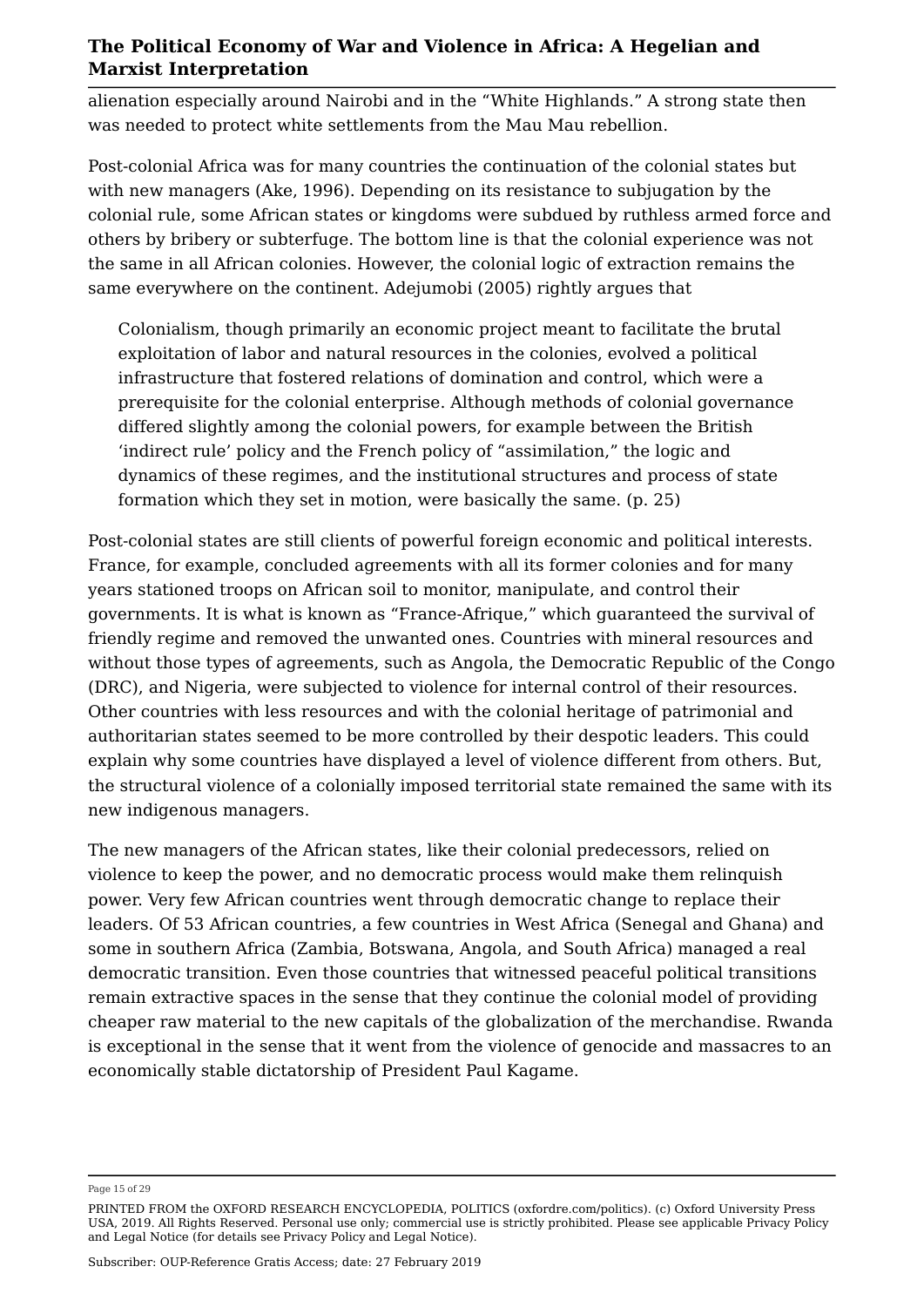alienation especially around Nairobi and in the "White Highlands." A strong state then was needed to protect white settlements from the Mau Mau rebellion.

Post-colonial Africa was for many countries the continuation of the colonial states but with new managers (Ake, 1996). Depending on its resistance to subjugation by the colonial rule, some African states or kingdoms were subdued by ruthless armed force and others by bribery or subterfuge. The bottom line is that the colonial experience was not the same in all African colonies. However, the colonial logic of extraction remains the same everywhere on the continent. Adejumobi (2005) rightly argues that

> Colonialism, though primarily an economic project meant to facilitate the brutal exploitation of labor and natural resources in the colonies, evolved a political infrastructure that fostered relations of domination and control, which were a prerequisite for the colonial enterprise. Although methods of colonial governance differed slightly among the colonial powers, for example between the British 'indirect rule' policy and the French policy of "assimilation," the logic and dynamics of these regimes, and the institutional structures and process of state formation which they set in motion, were basically the same. (p. 25)

Post-colonial states are still clients of powerful foreign economic and political interests. France, for example, concluded agreements with all its former colonies and for many years stationed troops on African soil to monitor, manipulate, and control their governments. It is what is known as "France-Afrique," which guaranteed the survival of friendly regime and removed the unwanted ones. Countries with mineral resources and without those types of agreements, such as Angola, the Democratic Republic of the Congo (DRC), and Nigeria, were subjected to violence for internal control of their resources. Other countries with less resources and with the colonial heritage of patrimonial and authoritarian states seemed to be more controlled by their despotic leaders. This could explain why some countries have displayed a level of violence different from others. But, the structural violence of a colonially imposed territorial state remained the same with its new indigenous managers.

The new managers of the African states, like their colonial predecessors, relied on violence to keep the power, and no democratic process would make them relinquish power. Very few African countries went through democratic change to replace their leaders. Of 53 African countries, a few countries in West Africa (Senegal and Ghana) and some in southern Africa (Zambia, Botswana, Angola, and South Africa) managed a real democratic transition. Even those countries that witnessed peaceful political transitions remain extractive spaces in the sense that they continue the colonial model of providing cheaper raw material to the new capitals of the globalization of the merchandise. Rwanda is exceptional in the sense that it went from the violence of genocide and massacres to an economically stable dictatorship of President Paul Kagame.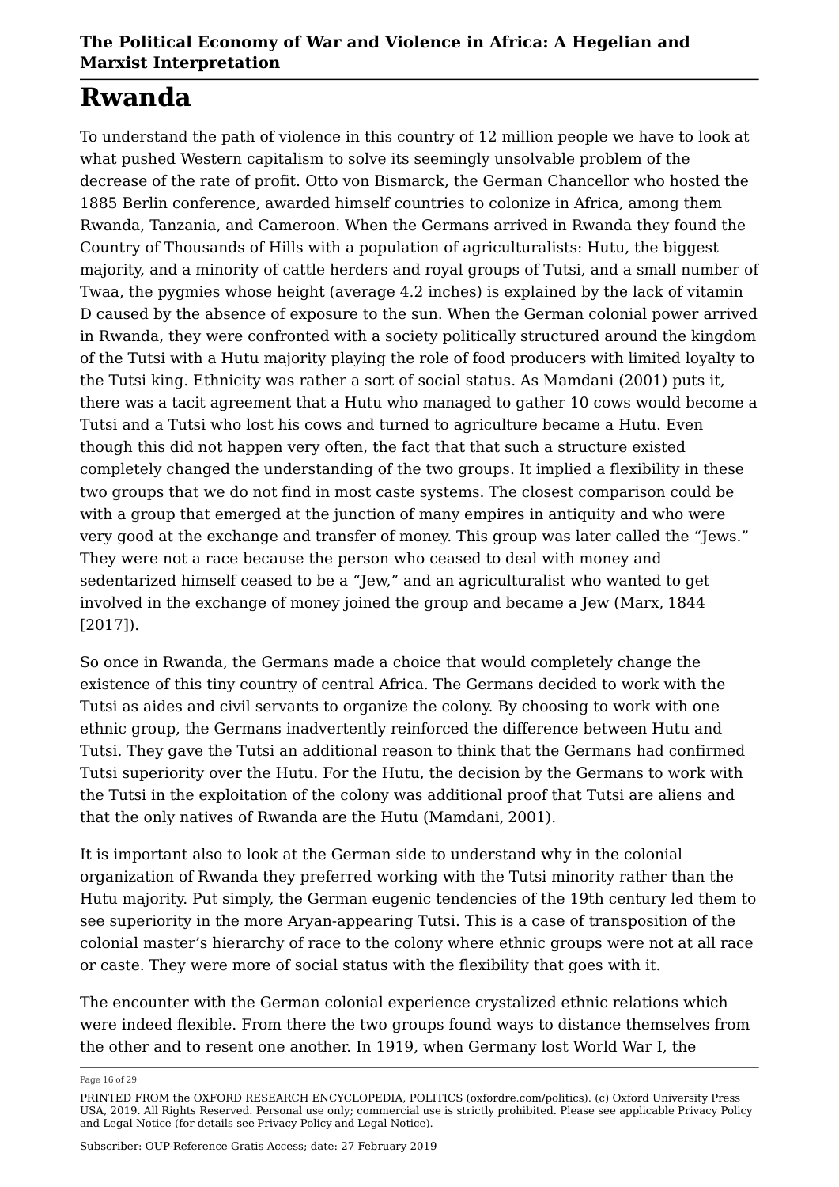## Rwanda

To understand the path of violence in this country of 12 million people we have to look at what pushed Western capitalism to solve its seemingly unsolvable problem of the decrease of the rate of profit. Otto von Bismarck, the German Chancellor who hosted the 1885 Berlin conference, awarded himself countries to colonize in Africa, among them Rwanda, Tanzania, and Cameroon. When the Germans arrived in Rwanda they found the Country of Thousands of Hills with a population of agriculturalists: Hutu, the biggest majority, and a minority of cattle herders and royal groups of Tutsi, and a small number of Twaa, the pygmies whose height (average 4.2 inches) is explained by the lack of vitamin D caused by the absence of exposure to the sun. When the German colonial power arrived in Rwanda, they were confronted with a society politically structured around the kingdom of the Tutsi with a Hutu majority playing the role of food producers with limited loyalty to the Tutsi king. Ethnicity was rather a sort of social status. As Mamdani (2001) puts it, there was a tacit agreement that a Hutu who managed to gather 10 cows would become a Tutsi and a Tutsi who lost his cows and turned to agriculture became a Hutu. Even though this did not happen very often, the fact that that such a structure existed completely changed the understanding of the two groups. It implied a flexibility in these two groups that we do not find in most caste systems. The closest comparison could be with a group that emerged at the junction of many empires in antiquity and who were very good at the exchange and transfer of money. This group was later called the "Jews." They were not a race because the person who ceased to deal with money and sedentarized himself ceased to be a "Jew," and an agriculturalist who wanted to get involved in the exchange of money joined the group and became a Jew (Marx, 1844 [2017]).

So once in Rwanda, the Germans made a choice that would completely change the existence of this tiny country of central Africa. The Germans decided to work with the Tutsi as aides and civil servants to organize the colony. By choosing to work with one ethnic group, the Germans inadvertently reinforced the difference between Hutu and Tutsi. They gave the Tutsi an additional reason to think that the Germans had confirmed Tutsi superiority over the Hutu. For the Hutu, the decision by the Germans to work with the Tutsi in the exploitation of the colony was additional proof that Tutsi are aliens and that the only natives of Rwanda are the Hutu (Mamdani, 2001).

It is important also to look at the German side to understand why in the colonial organization of Rwanda they preferred working with the Tutsi minority rather than the Hutu majority. Put simply, the German eugenic tendencies of the 19th century led them to see superiority in the more Aryan-appearing Tutsi. This is a case of transposition of the colonial master's hierarchy of race to the colony where ethnic groups were not at all race or caste. They were more of social status with the flexibility that goes with it.

The encounter with the German colonial experience crystalized ethnic relations which were indeed flexible. From there the two groups found ways to distance themselves from the other and to resent one another. In 1919, when Germany lost World War I, the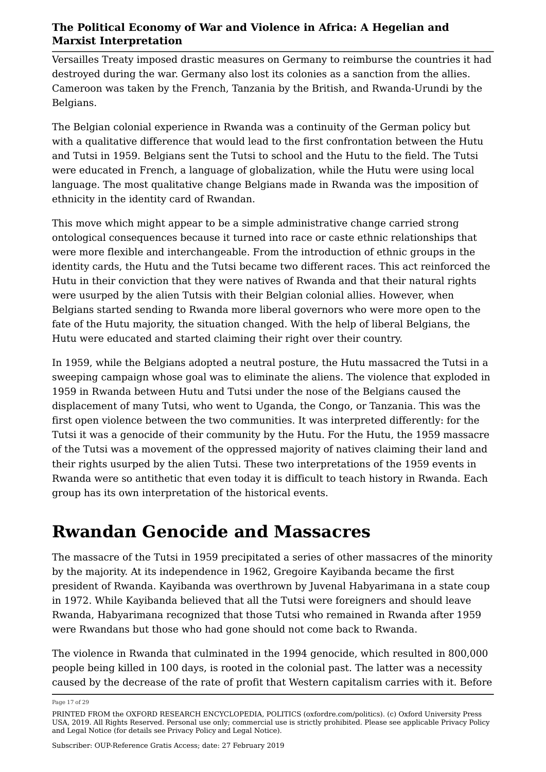Versailles Treaty imposed drastic measures on Germany to reimburse the countries it had destroyed during the war. Germany also lost its colonies as a sanction from the allies. Cameroon was taken by the French, Tanzania by the British, and Rwanda-Urundi by the Belgians.

The Belgian colonial experience in Rwanda was a continuity of the German policy but with a qualitative difference that would lead to the first confrontation between the Hutu and Tutsi in 1959. Belgians sent the Tutsi to school and the Hutu to the field. The Tutsi were educated in French, a language of globalization, while the Hutu were using local language. The most qualitative change Belgians made in Rwanda was the imposition of ethnicity in the identity card of Rwandan.

This move which might appear to be a simple administrative change carried strong ontological consequences because it turned into race or caste ethnic relationships that were more flexible and interchangeable. From the introduction of ethnic groups in the identity cards, the Hutu and the Tutsi became two different races. This act reinforced the Hutu in their conviction that they were natives of Rwanda and that their natural rights were usurped by the alien Tutsis with their Belgian colonial allies. However, when Belgians started sending to Rwanda more liberal governors who were more open to the fate of the Hutu majority, the situation changed. With the help of liberal Belgians, the Hutu were educated and started claiming their right over their country.

In 1959, while the Belgians adopted a neutral posture, the Hutu massacred the Tutsi in a sweeping campaign whose goal was to eliminate the aliens. The violence that exploded in 1959 in Rwanda between Hutu and Tutsi under the nose of the Belgians caused the displacement of many Tutsi, who went to Uganda, the Congo, or Tanzania. This was the first open violence between the two communities. It was interpreted differently: for the Tutsi it was a genocide of their community by the Hutu. For the Hutu, the 1959 massacre of the Tutsi was a movement of the oppressed majority of natives claiming their land and their rights usurped by the alien Tutsi. These two interpretations of the 1959 events in Rwanda were so antithetic that even today it is difficult to teach history in Rwanda. Each group has its own interpretation of the historical events.

# Rwandan Genocide and Massacres

The massacre of the Tutsi in 1959 precipitated a series of other massacres of the minority by the majority. At its independence in 1962, Gregoire Kayibanda became the first president of Rwanda. Kayibanda was overthrown by Juvenal Habyarimana in a state coup in 1972. While Kayibanda believed that all the Tutsi were foreigners and should leave Rwanda, Habyarimana recognized that those Tutsi who remained in Rwanda after 1959 were Rwandans but those who had gone should not come back to Rwanda.

The violence in Rwanda that culminated in the 1994 genocide, which resulted in 800,000 people being killed in 100 days, is rooted in the colonial past. The latter was a necessity caused by the decrease of the rate of profit that Western capitalism carries with it. Before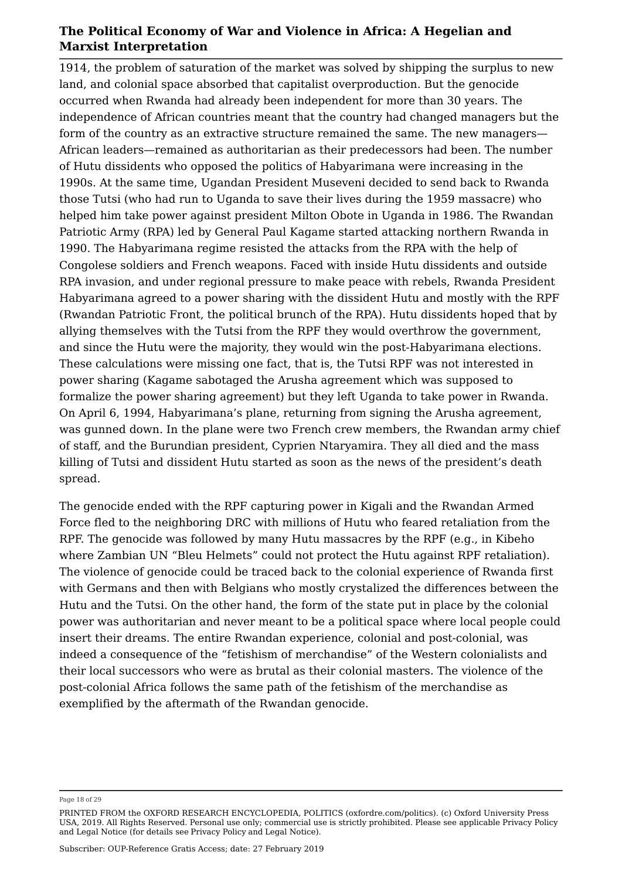1914, the problem of saturation of the market was solved by shipping the surplus to new land, and colonial space absorbed that capitalist overproduction. But the genocide occurred when Rwanda had already been independent for more than 30 years. The independence of African countries meant that the country had changed managers but the form of the country as an extractive structure remained the same. The new managers—African leaders—remained as authoritarian as their predecessors had been. The number of Hutu dissidents who opposed the politics of Habyarimana were increasing in the 1990s. At the same time, Ugandan President Museveni decided to send back to Rwanda those Tutsi (who had run to Uganda to save their lives during the 1959 massacre) who helped him take power against president Milton Obote in Uganda in 1986. The Rwandan Patriotic Army (RPA) led by General Paul Kagame started attacking northern Rwanda in 1990. The Habyarimana regime resisted the attacks from the RPA with the help of Congolese soldiers and French weapons. Faced with inside Hutu dissidents and outside RPA invasion, and under regional pressure to make peace with rebels, Rwanda President Habyarimana agreed to a power sharing with the dissident Hutu and mostly with the RPF (Rwandan Patriotic Front, the political brunch of the RPA). Hutu dissidents hoped that by allying themselves with the Tutsi from the RPF they would overthrow the government, and since the Hutu were the majority, they would win the post-Habyarimana elections. These calculations were missing one fact, that is, the Tutsi RPF was not interested in power sharing (Kagame sabotaged the Arusha agreement which was supposed to formalize the power sharing agreement) but they left Uganda to take power in Rwanda. On April 6, 1994, Habyarimana's plane, returning from signing the Arusha agreement, was gunned down. In the plane were two French crew members, the Rwandan army chief of staff, and the Burundian president, Cyprien Ntaryamira. They all died and the mass killing of Tutsi and dissident Hutu started as soon as the news of the president's death spread.

The genocide ended with the RPF capturing power in Kigali and the Rwandan Armed Force fled to the neighboring DRC with millions of Hutu who feared retaliation from the RPF. The genocide was followed by many Hutu massacres by the RPF (e.g., in Kibeho where Zambian UN "Bleu Helmets" could not protect the Hutu against RPF retaliation). The violence of genocide could be traced back to the colonial experience of Rwanda first with Germans and then with Belgians who mostly crystalized the differences between the Hutu and the Tutsi. On the other hand, the form of the state put in place by the colonial power was authoritarian and never meant to be a political space where local people could insert their dreams. The entire Rwandan experience, colonial and post-colonial, was indeed a consequence of the "fetishism of merchandise" of the Western colonialists and their local successors who were as brutal as their colonial masters. The violence of the post-colonial Africa follows the same path of the fetishism of the merchandise as exemplified by the aftermath of the Rwandan genocide.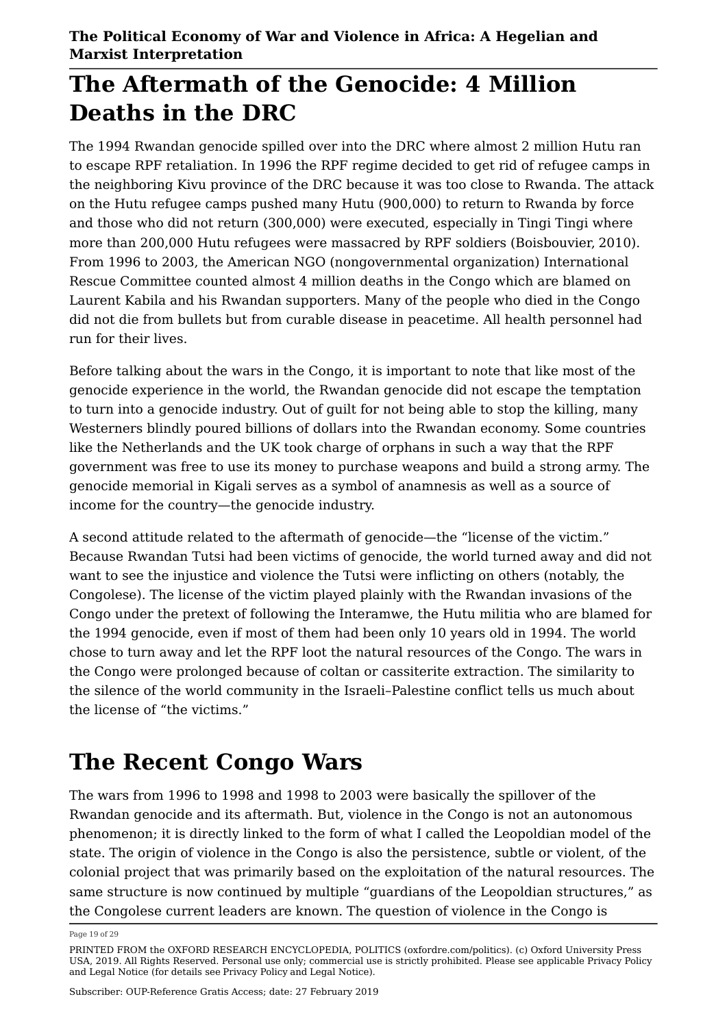# The Aftermath of the Genocide: 4 Million Deaths in the DRC

The 1994 Rwandan genocide spilled over into the DRC where almost 2 million Hutu ran to escape RPF retaliation. In 1996 the RPF regime decided to get rid of refugee camps in the neighboring Kivu province of the DRC because it was too close to Rwanda. The attack on the Hutu refugee camps pushed many Hutu (900,000) to return to Rwanda by force and those who did not return (300,000) were executed, especially in Tingi Tingi where more than 200,000 Hutu refugees were massacred by RPF soldiers (Boisbouvier, 2010). From 1996 to 2003, the American NGO (nongovernmental organization) International Rescue Committee counted almost 4 million deaths in the Congo which are blamed on Laurent Kabila and his Rwandan supporters. Many of the people who died in the Congo did not die from bullets but from curable disease in peacetime. All health personnel had run for their lives.

Before talking about the wars in the Congo, it is important to note that like most of the genocide experience in the world, the Rwandan genocide did not escape the temptation to turn into a genocide industry. Out of guilt for not being able to stop the killing, many Westerners blindly poured billions of dollars into the Rwandan economy. Some countries like the Netherlands and the UK took charge of orphans in such a way that the RPF government was free to use its money to purchase weapons and build a strong army. The genocide memorial in Kigali serves as a symbol of anamnesis as well as a source of income for the country—the genocide industry.

A second attitude related to the aftermath of genocide—the "license of the victim." Because Rwandan Tutsi had been victims of genocide, the world turned away and did not want to see the injustice and violence the Tutsi were inflicting on others (notably, the Congolese). The license of the victim played plainly with the Rwandan invasions of the Congo under the pretext of following the Interamwe, the Hutu militia who are blamed for the 1994 genocide, even if most of them had been only 10 years old in 1994. The world chose to turn away and let the RPF loot the natural resources of the Congo. The wars in the Congo were prolonged because of coltan or cassiterite extraction. The similarity to the silence of the world community in the Israeli–Palestine conflict tells us much about the license of "the victims."

# The Recent Congo Wars

The wars from 1996 to 1998 and 1998 to 2003 were basically the spillover of the Rwandan genocide and its aftermath. But, violence in the Congo is not an autonomous phenomenon; it is directly linked to the form of what I called the Leopoldian model of the state. The origin of violence in the Congo is also the persistence, subtle or violent, of the colonial project that was primarily based on the exploitation of the natural resources. The same structure is now continued by multiple "guardians of the Leopoldian structures," as the Congolese current leaders are known. The question of violence in the Congo is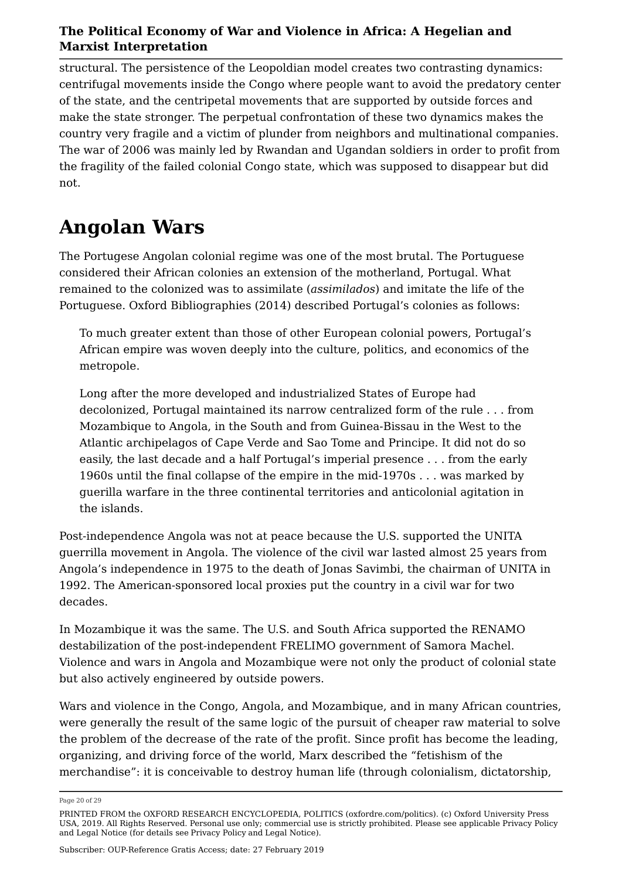structural. The persistence of the Leopoldian model creates two contrasting dynamics: centrifugal movements inside the Congo where people want to avoid the predatory center of the state, and the centripetal movements that are supported by outside forces and make the state stronger. The perpetual confrontation of these two dynamics makes the country very fragile and a victim of plunder from neighbors and multinational companies. The war of 2006 was mainly led by Rwandan and Ugandan soldiers in order to profit from the fragility of the failed colonial Congo state, which was supposed to disappear but did not.

# Angolan Wars

The Portugese Angolan colonial regime was one of the most brutal. The Portuguese considered their African colonies an extension of the motherland, Portugal. What remained to the colonized was to assimilate (*assimilados*) and imitate the life of the Portuguese. Oxford Bibliographies (2014) described Portugal's colonies as follows:

> To much greater extent than those of other European colonial powers, Portugal's African empire was woven deeply into the culture, politics, and economics of the metropole.
>
> Long after the more developed and industrialized States of Europe had decolonized, Portugal maintained its narrow centralized form of the rule . . . from Mozambique to Angola, in the South and from Guinea-Bissau in the West to the Atlantic archipelagos of Cape Verde and Sao Tome and Principe. It did not do so easily, the last decade and a half Portugal's imperial presence . . . from the early 1960s until the final collapse of the empire in the mid-1970s . . . was marked by guerilla warfare in the three continental territories and anticolonial agitation in the islands.

Post-independence Angola was not at peace because the U.S. supported the UNITA guerrilla movement in Angola. The violence of the civil war lasted almost 25 years from Angola's independence in 1975 to the death of Jonas Savimbi, the chairman of UNITA in 1992. The American-sponsored local proxies put the country in a civil war for two decades.

In Mozambique it was the same. The U.S. and South Africa supported the RENAMO destabilization of the post-independent FRELIMO government of Samora Machel. Violence and wars in Angola and Mozambique were not only the product of colonial state but also actively engineered by outside powers.

Wars and violence in the Congo, Angola, and Mozambique, and in many African countries, were generally the result of the same logic of the pursuit of cheaper raw material to solve the problem of the decrease of the rate of the profit. Since profit has become the leading, organizing, and driving force of the world, Marx described the "fetishism of the merchandise": it is conceivable to destroy human life (through colonialism, dictatorship,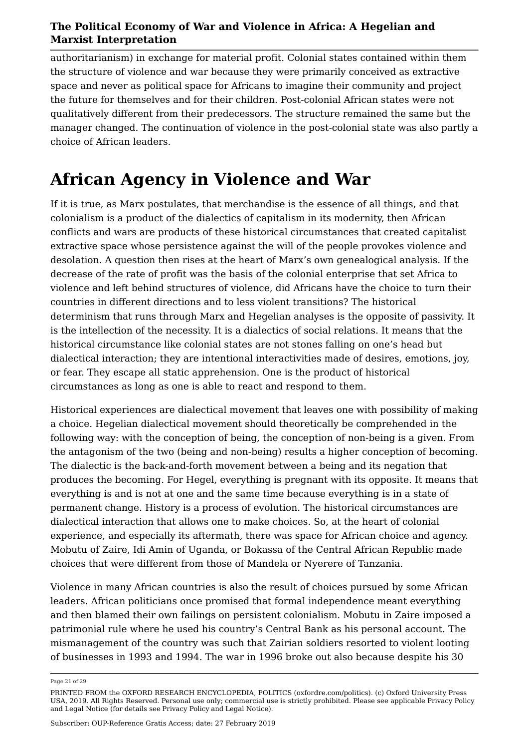authoritarianism) in exchange for material profit. Colonial states contained within them the structure of violence and war because they were primarily conceived as extractive space and never as political space for Africans to imagine their community and project the future for themselves and for their children. Post-colonial African states were not qualitatively different from their predecessors. The structure remained the same but the manager changed. The continuation of violence in the post-colonial state was also partly a choice of African leaders.

# African Agency in Violence and War

If it is true, as Marx postulates, that merchandise is the essence of all things, and that colonialism is a product of the dialectics of capitalism in its modernity, then African conflicts and wars are products of these historical circumstances that created capitalist extractive space whose persistence against the will of the people provokes violence and desolation. A question then rises at the heart of Marx's own genealogical analysis. If the decrease of the rate of profit was the basis of the colonial enterprise that set Africa to violence and left behind structures of violence, did Africans have the choice to turn their countries in different directions and to less violent transitions? The historical determinism that runs through Marx and Hegelian analyses is the opposite of passivity. It is the intellection of the necessity. It is a dialectics of social relations. It means that the historical circumstance like colonial states are not stones falling on one's head but dialectical interaction; they are intentional interactivities made of desires, emotions, joy, or fear. They escape all static apprehension. One is the product of historical circumstances as long as one is able to react and respond to them.

Historical experiences are dialectical movement that leaves one with possibility of making a choice. Hegelian dialectical movement should theoretically be comprehended in the following way: with the conception of being, the conception of non-being is a given. From the antagonism of the two (being and non-being) results a higher conception of becoming. The dialectic is the back-and-forth movement between a being and its negation that produces the becoming. For Hegel, everything is pregnant with its opposite. It means that everything is and is not at one and the same time because everything is in a state of permanent change. History is a process of evolution. The historical circumstances are dialectical interaction that allows one to make choices. So, at the heart of colonial experience, and especially its aftermath, there was space for African choice and agency. Mobutu of Zaire, Idi Amin of Uganda, or Bokassa of the Central African Republic made choices that were different from those of Mandela or Nyerere of Tanzania.

Violence in many African countries is also the result of choices pursued by some African leaders. African politicians once promised that formal independence meant everything and then blamed their own failings on persistent colonialism. Mobutu in Zaire imposed a patrimonial rule where he used his country's Central Bank as his personal account. The mismanagement of the country was such that Zairian soldiers resorted to violent looting of businesses in 1993 and 1994. The war in 1996 broke out also because despite his 30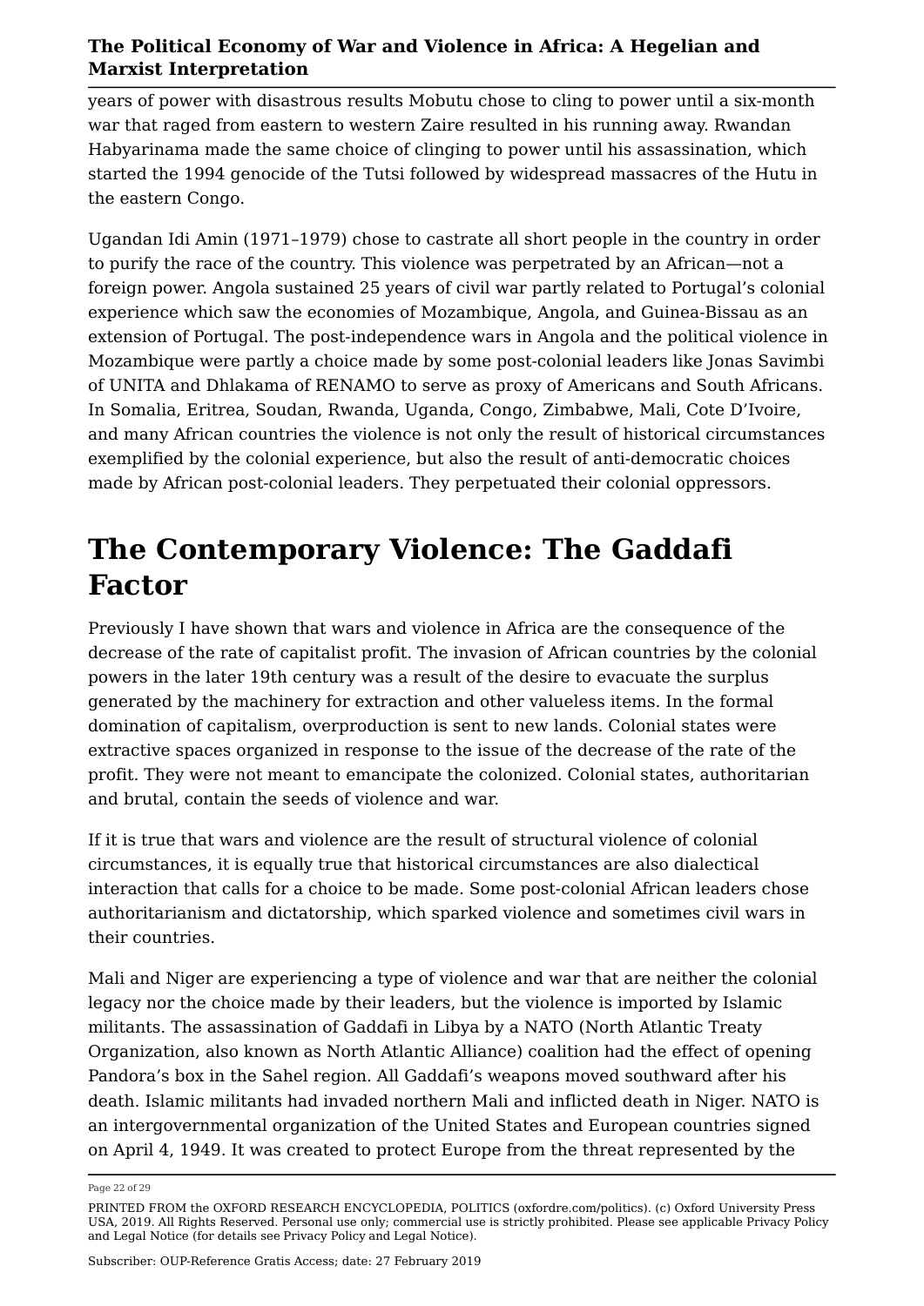years of power with disastrous results Mobutu chose to cling to power until a six-month war that raged from eastern to western Zaire resulted in his running away. Rwandan Habyarinama made the same choice of clinging to power until his assassination, which started the 1994 genocide of the Tutsi followed by widespread massacres of the Hutu in the eastern Congo.

Ugandan Idi Amin (1971–1979) chose to castrate all short people in the country in order to purify the race of the country. This violence was perpetrated by an African—not a foreign power. Angola sustained 25 years of civil war partly related to Portugal's colonial experience which saw the economies of Mozambique, Angola, and Guinea-Bissau as an extension of Portugal. The post-independence wars in Angola and the political violence in Mozambique were partly a choice made by some post-colonial leaders like Jonas Savimbi of UNITA and Dhlakama of RENAMO to serve as proxy of Americans and South Africans. In Somalia, Eritrea, Soudan, Rwanda, Uganda, Congo, Zimbabwe, Mali, Cote D'Ivoire, and many African countries the violence is not only the result of historical circumstances exemplified by the colonial experience, but also the result of anti-democratic choices made by African post-colonial leaders. They perpetuated their colonial oppressors.

# The Contemporary Violence: The Gaddafi Factor

Previously I have shown that wars and violence in Africa are the consequence of the decrease of the rate of capitalist profit. The invasion of African countries by the colonial powers in the later 19th century was a result of the desire to evacuate the surplus generated by the machinery for extraction and other valueless items. In the formal domination of capitalism, overproduction is sent to new lands. Colonial states were extractive spaces organized in response to the issue of the decrease of the rate of the profit. They were not meant to emancipate the colonized. Colonial states, authoritarian and brutal, contain the seeds of violence and war.

If it is true that wars and violence are the result of structural violence of colonial circumstances, it is equally true that historical circumstances are also dialectical interaction that calls for a choice to be made. Some post-colonial African leaders chose authoritarianism and dictatorship, which sparked violence and sometimes civil wars in their countries.

Mali and Niger are experiencing a type of violence and war that are neither the colonial legacy nor the choice made by their leaders, but the violence is imported by Islamic militants. The assassination of Gaddafi in Libya by a NATO (North Atlantic Treaty Organization, also known as North Atlantic Alliance) coalition had the effect of opening Pandora's box in the Sahel region. All Gaddafi's weapons moved southward after his death. Islamic militants had invaded northern Mali and inflicted death in Niger. NATO is an intergovernmental organization of the United States and European countries signed on April 4, 1949. It was created to protect Europe from the threat represented by the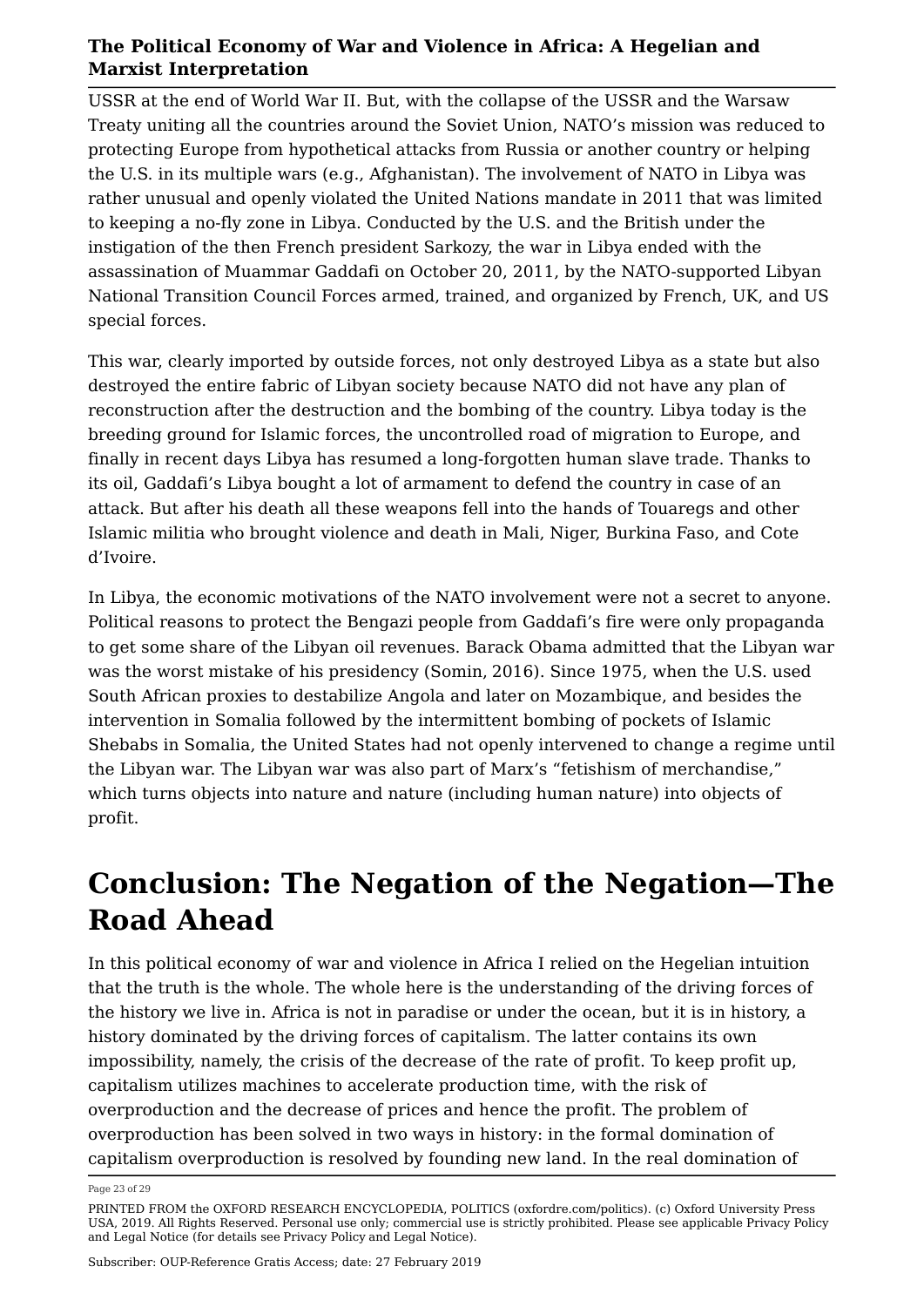USSR at the end of World War II. But, with the collapse of the USSR and the Warsaw Treaty uniting all the countries around the Soviet Union, NATO's mission was reduced to protecting Europe from hypothetical attacks from Russia or another country or helping the U.S. in its multiple wars (e.g., Afghanistan). The involvement of NATO in Libya was rather unusual and openly violated the United Nations mandate in 2011 that was limited to keeping a no-fly zone in Libya. Conducted by the U.S. and the British under the instigation of the then French president Sarkozy, the war in Libya ended with the assassination of Muammar Gaddafi on October 20, 2011, by the NATO-supported Libyan National Transition Council Forces armed, trained, and organized by French, UK, and US special forces.

This war, clearly imported by outside forces, not only destroyed Libya as a state but also destroyed the entire fabric of Libyan society because NATO did not have any plan of reconstruction after the destruction and the bombing of the country. Libya today is the breeding ground for Islamic forces, the uncontrolled road of migration to Europe, and finally in recent days Libya has resumed a long-forgotten human slave trade. Thanks to its oil, Gaddafi's Libya bought a lot of armament to defend the country in case of an attack. But after his death all these weapons fell into the hands of Touaregs and other Islamic militia who brought violence and death in Mali, Niger, Burkina Faso, and Cote d'Ivoire.

In Libya, the economic motivations of the NATO involvement were not a secret to anyone. Political reasons to protect the Bengazi people from Gaddafi's fire were only propaganda to get some share of the Libyan oil revenues. Barack Obama admitted that the Libyan war was the worst mistake of his presidency (Somin, 2016). Since 1975, when the U.S. used South African proxies to destabilize Angola and later on Mozambique, and besides the intervention in Somalia followed by the intermittent bombing of pockets of Islamic Shebabs in Somalia, the United States had not openly intervened to change a regime until the Libyan war. The Libyan war was also part of Marx's "fetishism of merchandise," which turns objects into nature and nature (including human nature) into objects of profit.

# Conclusion: The Negation of the Negation—The Road Ahead

In this political economy of war and violence in Africa I relied on the Hegelian intuition that the truth is the whole. The whole here is the understanding of the driving forces of the history we live in. Africa is not in paradise or under the ocean, but it is in history, a history dominated by the driving forces of capitalism. The latter contains its own impossibility, namely, the crisis of the decrease of the rate of profit. To keep profit up, capitalism utilizes machines to accelerate production time, with the risk of overproduction and the decrease of prices and hence the profit. The problem of overproduction has been solved in two ways in history: in the formal domination of capitalism overproduction is resolved by founding new land. In the real domination of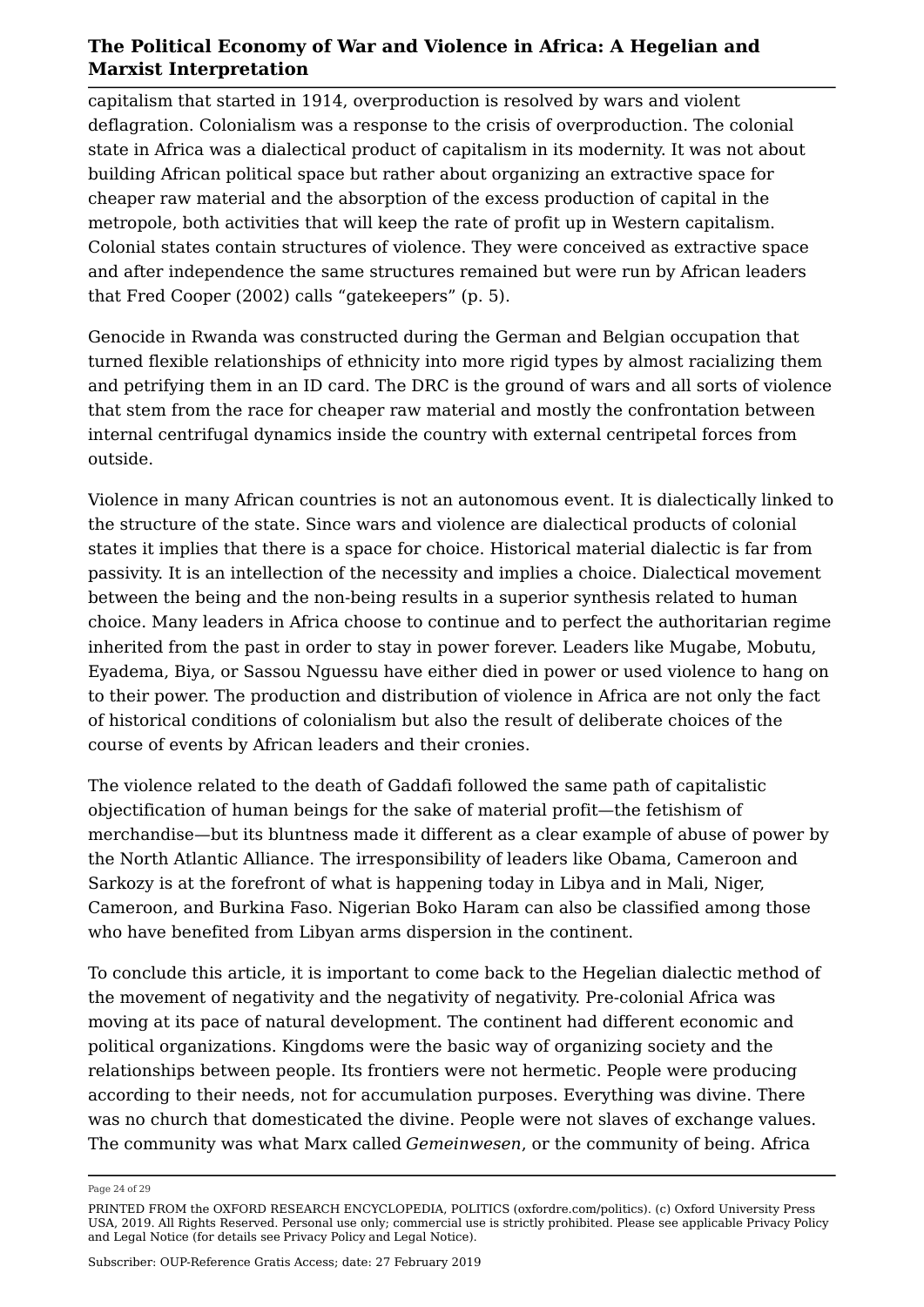capitalism that started in 1914, overproduction is resolved by wars and violent deflagration. Colonialism was a response to the crisis of overproduction. The colonial state in Africa was a dialectical product of capitalism in its modernity. It was not about building African political space but rather about organizing an extractive space for cheaper raw material and the absorption of the excess production of capital in the metropole, both activities that will keep the rate of profit up in Western capitalism. Colonial states contain structures of violence. They were conceived as extractive space and after independence the same structures remained but were run by African leaders that Fred Cooper (2002) calls "gatekeepers" (p. 5).

Genocide in Rwanda was constructed during the German and Belgian occupation that turned flexible relationships of ethnicity into more rigid types by almost racializing them and petrifying them in an ID card. The DRC is the ground of wars and all sorts of violence that stem from the race for cheaper raw material and mostly the confrontation between internal centrifugal dynamics inside the country with external centripetal forces from outside.

Violence in many African countries is not an autonomous event. It is dialectically linked to the structure of the state. Since wars and violence are dialectical products of colonial states it implies that there is a space for choice. Historical material dialectic is far from passivity. It is an intellection of the necessity and implies a choice. Dialectical movement between the being and the non-being results in a superior synthesis related to human choice. Many leaders in Africa choose to continue and to perfect the authoritarian regime inherited from the past in order to stay in power forever. Leaders like Mugabe, Mobutu, Eyadema, Biya, or Sassou Nguessu have either died in power or used violence to hang on to their power. The production and distribution of violence in Africa are not only the fact of historical conditions of colonialism but also the result of deliberate choices of the course of events by African leaders and their cronies.

The violence related to the death of Gaddafi followed the same path of capitalistic objectification of human beings for the sake of material profit—the fetishism of merchandise—but its bluntness made it different as a clear example of abuse of power by the North Atlantic Alliance. The irresponsibility of leaders like Obama, Cameroon and Sarkozy is at the forefront of what is happening today in Libya and in Mali, Niger, Cameroon, and Burkina Faso. Nigerian Boko Haram can also be classified among those who have benefited from Libyan arms dispersion in the continent.

To conclude this article, it is important to come back to the Hegelian dialectic method of the movement of negativity and the negativity of negativity. Pre-colonial Africa was moving at its pace of natural development. The continent had different economic and political organizations. Kingdoms were the basic way of organizing society and the relationships between people. Its frontiers were not hermetic. People were producing according to their needs, not for accumulation purposes. Everything was divine. There was no church that domesticated the divine. People were not slaves of exchange values. The community was what Marx called *Gemeinwesen*, or the community of being. Africa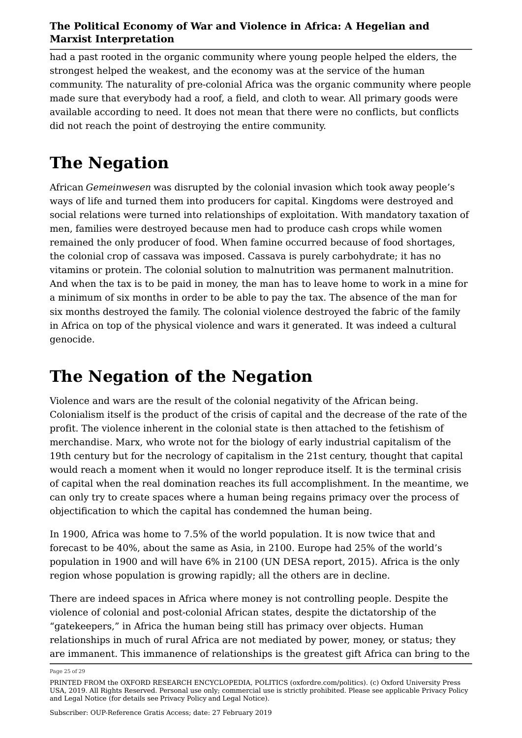had a past rooted in the organic community where young people helped the elders, the strongest helped the weakest, and the economy was at the service of the human community. The naturality of pre-colonial Africa was the organic community where people made sure that everybody had a roof, a field, and cloth to wear. All primary goods were available according to need. It does not mean that there were no conflicts, but conflicts did not reach the point of destroying the entire community.

# The Negation

African *Gemeinwesen* was disrupted by the colonial invasion which took away people's ways of life and turned them into producers for capital. Kingdoms were destroyed and social relations were turned into relationships of exploitation. With mandatory taxation of men, families were destroyed because men had to produce cash crops while women remained the only producer of food. When famine occurred because of food shortages, the colonial crop of cassava was imposed. Cassava is purely carbohydrate; it has no vitamins or protein. The colonial solution to malnutrition was permanent malnutrition. And when the tax is to be paid in money, the man has to leave home to work in a mine for a minimum of six months in order to be able to pay the tax. The absence of the man for six months destroyed the family. The colonial violence destroyed the fabric of the family in Africa on top of the physical violence and wars it generated. It was indeed a cultural genocide.

# The Negation of the Negation

Violence and wars are the result of the colonial negativity of the African being. Colonialism itself is the product of the crisis of capital and the decrease of the rate of the profit. The violence inherent in the colonial state is then attached to the fetishism of merchandise. Marx, who wrote not for the biology of early industrial capitalism of the 19th century but for the necrology of capitalism in the 21st century, thought that capital would reach a moment when it would no longer reproduce itself. It is the terminal crisis of capital when the real domination reaches its full accomplishment. In the meantime, we can only try to create spaces where a human being regains primacy over the process of objectification to which the capital has condemned the human being.

In 1900, Africa was home to 7.5% of the world population. It is now twice that and forecast to be 40%, about the same as Asia, in 2100. Europe had 25% of the world's population in 1900 and will have 6% in 2100 (UN DESA report, 2015). Africa is the only region whose population is growing rapidly; all the others are in decline.

There are indeed spaces in Africa where money is not controlling people. Despite the violence of colonial and post-colonial African states, despite the dictatorship of the "gatekeepers," in Africa the human being still has primacy over objects. Human relationships in much of rural Africa are not mediated by power, money, or status; they are immanent. This immanence of relationships is the greatest gift Africa can bring to the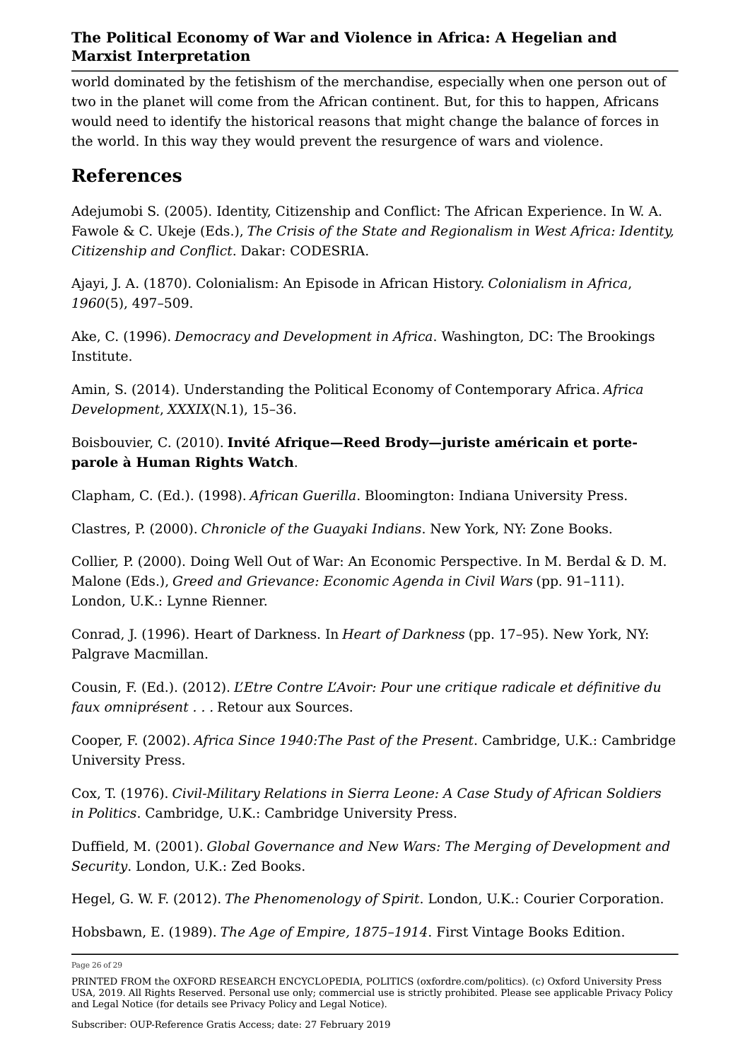world dominated by the fetishism of the merchandise, especially when one person out of two in the planet will come from the African continent. But, for this to happen, Africans would need to identify the historical reasons that might change the balance of forces in the world. In this way they would prevent the resurgence of wars and violence.

## References

Adejumobi S. (2005). Identity, Citizenship and Conflict: The African Experience. In W. A. Fawole & C. Ukeje (Eds.), *The Crisis of the State and Regionalism in West Africa: Identity, Citizenship and Conflict*. Dakar: CODESRIA.

Ajayi, J. A. (1870). Colonialism: An Episode in African History. *Colonialism in Africa, 1960*(5), 497–509.

Ake, C. (1996). *Democracy and Development in Africa*. Washington, DC: The Brookings Institute.

Amin, S. (2014). Understanding the Political Economy of Contemporary Africa. *Africa Development*, *XXXIX*(N.1), 15–36.

Boisbouvier, C. (2010). **Invité Afrique—Reed Brody—juriste américain et porte-parole à Human Rights Watch**.

Clapham, C. (Ed.). (1998). *African Guerilla*. Bloomington: Indiana University Press.

Clastres, P. (2000). *Chronicle of the Guayaki Indians*. New York, NY: Zone Books.

Collier, P. (2000). Doing Well Out of War: An Economic Perspective. In M. Berdal & D. M. Malone (Eds.), *Greed and Grievance: Economic Agenda in Civil Wars* (pp. 91–111). London, U.K.: Lynne Rienner.

Conrad, J. (1996). Heart of Darkness. In *Heart of Darkness* (pp. 17–95). New York, NY: Palgrave Macmillan.

Cousin, F. (Ed.). (2012). *L'Etre Contre L'Avoir: Pour une critique radicale et définitive du faux omniprésent . . .* Retour aux Sources.

Cooper, F. (2002). *Africa Since 1940:The Past of the Present*. Cambridge, U.K.: Cambridge University Press.

Cox, T. (1976). *Civil-Military Relations in Sierra Leone: A Case Study of African Soldiers in Politics*. Cambridge, U.K.: Cambridge University Press.

Duffield, M. (2001). *Global Governance and New Wars: The Merging of Development and Security*. London, U.K.: Zed Books.

Hegel, G. W. F. (2012). *The Phenomenology of Spirit*. London, U.K.: Courier Corporation.

Hobsbawn, E. (1989). *The Age of Empire, 1875–1914*. First Vintage Books Edition.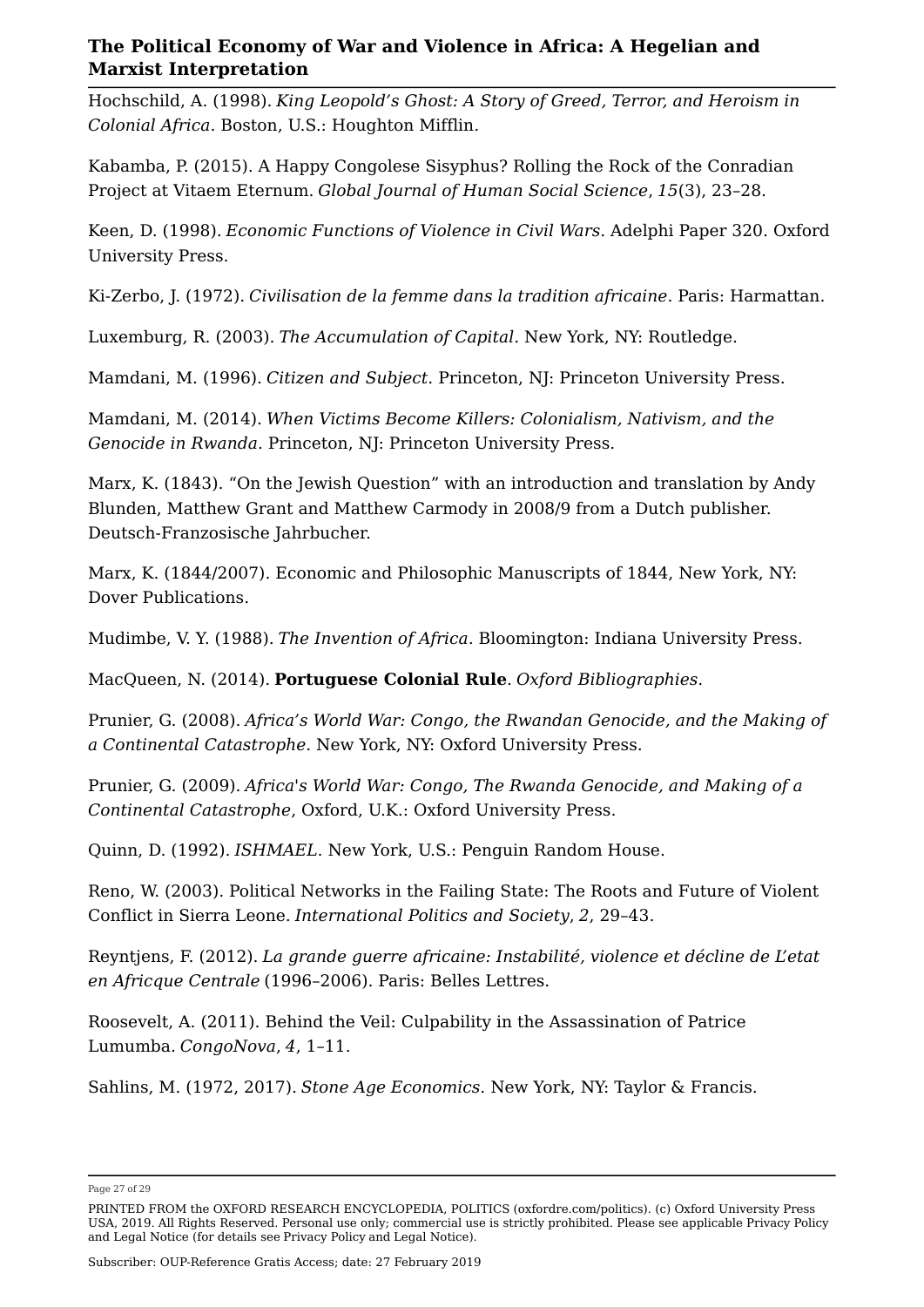Hochschild, A. (1998). *King Leopold's Ghost: A Story of Greed, Terror, and Heroism in Colonial Africa*. Boston, U.S.: Houghton Mifflin.

Kabamba, P. (2015). A Happy Congolese Sisyphus? Rolling the Rock of the Conradian Project at Vitaem Eternum. *Global Journal of Human Social Science*, *15*(3), 23–28.

Keen, D. (1998). *Economic Functions of Violence in Civil Wars*. Adelphi Paper 320. Oxford University Press.

Ki-Zerbo, J. (1972). *Civilisation de la femme dans la tradition africaine*. Paris: Harmattan.

Luxemburg, R. (2003). *The Accumulation of Capital*. New York, NY: Routledge.

Mamdani, M. (1996). *Citizen and Subject*. Princeton, NJ: Princeton University Press.

Mamdani, M. (2014). *When Victims Become Killers: Colonialism, Nativism, and the Genocide in Rwanda*. Princeton, NJ: Princeton University Press.

Marx, K. (1843). "On the Jewish Question" with an introduction and translation by Andy Blunden, Matthew Grant and Matthew Carmody in 2008/9 from a Dutch publisher. Deutsch-Franzosische Jahrbucher.

Marx, K. (1844/2007). Economic and Philosophic Manuscripts of 1844, New York, NY: Dover Publications.

Mudimbe, V. Y. (1988). *The Invention of Africa*. Bloomington: Indiana University Press.

MacQueen, N. (2014). **Portuguese Colonial Rule**. *Oxford Bibliographies*.

Prunier, G. (2008). *Africa's World War: Congo, the Rwandan Genocide, and the Making of a Continental Catastrophe*. New York, NY: Oxford University Press.

Prunier, G. (2009). *Africa's World War: Congo, The Rwanda Genocide, and Making of a Continental Catastrophe*, Oxford, U.K.: Oxford University Press.

Quinn, D. (1992). *ISHMAEL*. New York, U.S.: Penguin Random House.

Reno, W. (2003). Political Networks in the Failing State: The Roots and Future of Violent Conflict in Sierra Leone. *International Politics and Society*, *2*, 29–43.

Reyntjens, F. (2012). *La grande guerre africaine: Instabilité, violence et décline de L'etat en Africque Centrale* (1996–2006). Paris: Belles Lettres.

Roosevelt, A. (2011). Behind the Veil: Culpability in the Assassination of Patrice Lumumba. *CongoNova*, *4*, 1–11.

Sahlins, M. (1972, 2017). *Stone Age Economics*. New York, NY: Taylor & Francis.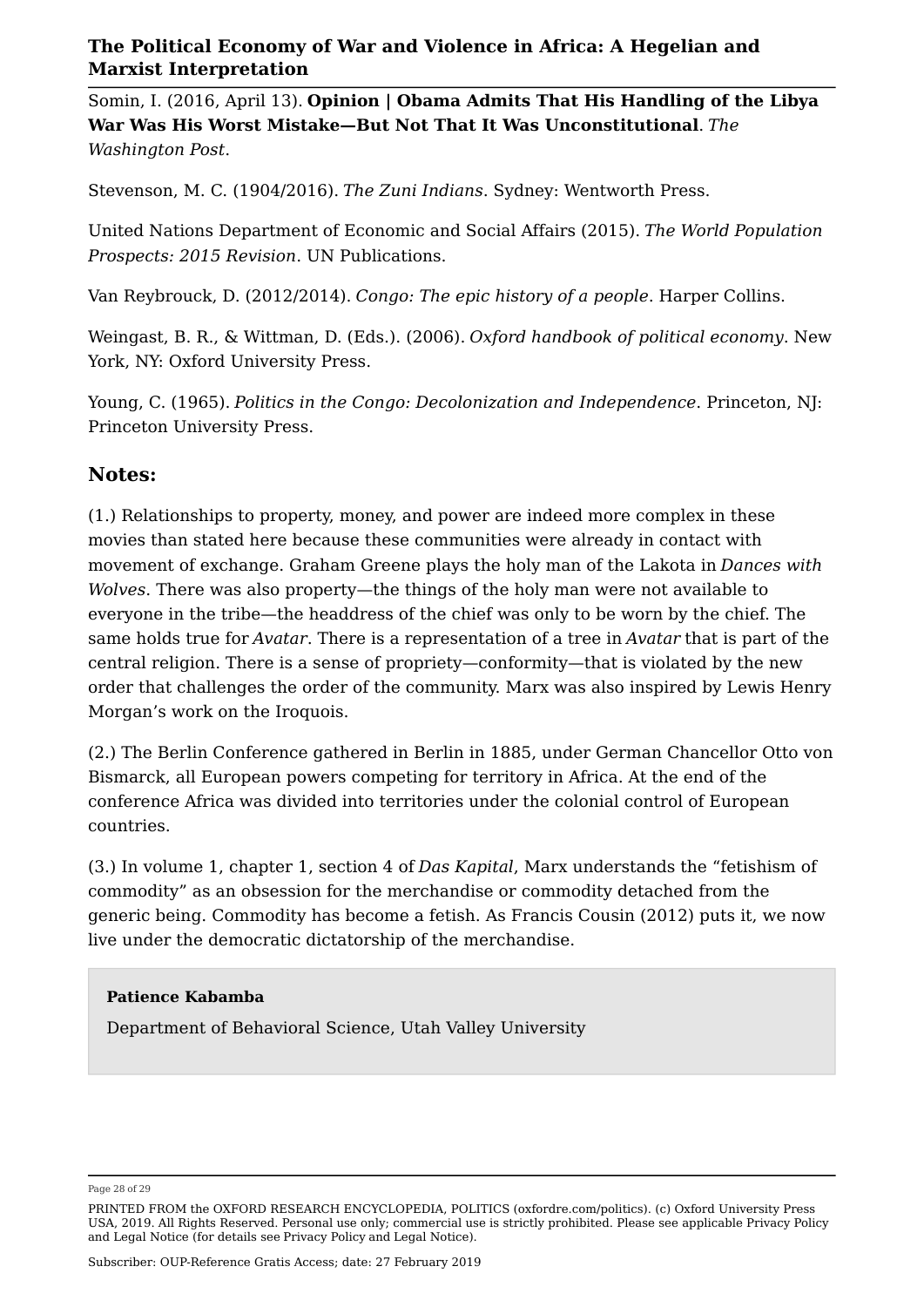Somin, I. (2016, April 13). **Opinion | Obama Admits That His Handling of the Libya War Was His Worst Mistake—But Not That It Was Unconstitutional**. *The Washington Post*.

Stevenson, M. C. (1904/2016). *The Zuni Indians*. Sydney: Wentworth Press.

United Nations Department of Economic and Social Affairs (2015). *The World Population Prospects: 2015 Revision*. UN Publications.

Van Reybrouck, D. (2012/2014). *Congo: The epic history of a people*. Harper Collins.

Weingast, B. R., & Wittman, D. (Eds.). (2006). *Oxford handbook of political economy*. New York, NY: Oxford University Press.

Young, C. (1965). *Politics in the Congo: Decolonization and Independence*. Princeton, NJ: Princeton University Press.

## Notes:

(1.) Relationships to property, money, and power are indeed more complex in these movies than stated here because these communities were already in contact with movement of exchange. Graham Greene plays the holy man of the Lakota in *Dances with Wolves*. There was also property—the things of the holy man were not available to everyone in the tribe—the headdress of the chief was only to be worn by the chief. The same holds true for *Avatar*. There is a representation of a tree in *Avatar* that is part of the central religion. There is a sense of propriety—conformity—that is violated by the new order that challenges the order of the community. Marx was also inspired by Lewis Henry Morgan's work on the Iroquois.

(2.) The Berlin Conference gathered in Berlin in 1885, under German Chancellor Otto von Bismarck, all European powers competing for territory in Africa. At the end of the conference Africa was divided into territories under the colonial control of European countries.

(3.) In volume 1, chapter 1, section 4 of *Das Kapital*, Marx understands the "fetishism of commodity" as an obsession for the merchandise or commodity detached from the generic being. Commodity has become a fetish. As Francis Cousin (2012) puts it, we now live under the democratic dictatorship of the merchandise.

**Patience Kabamba**

Department of Behavioral Science, Utah Valley University